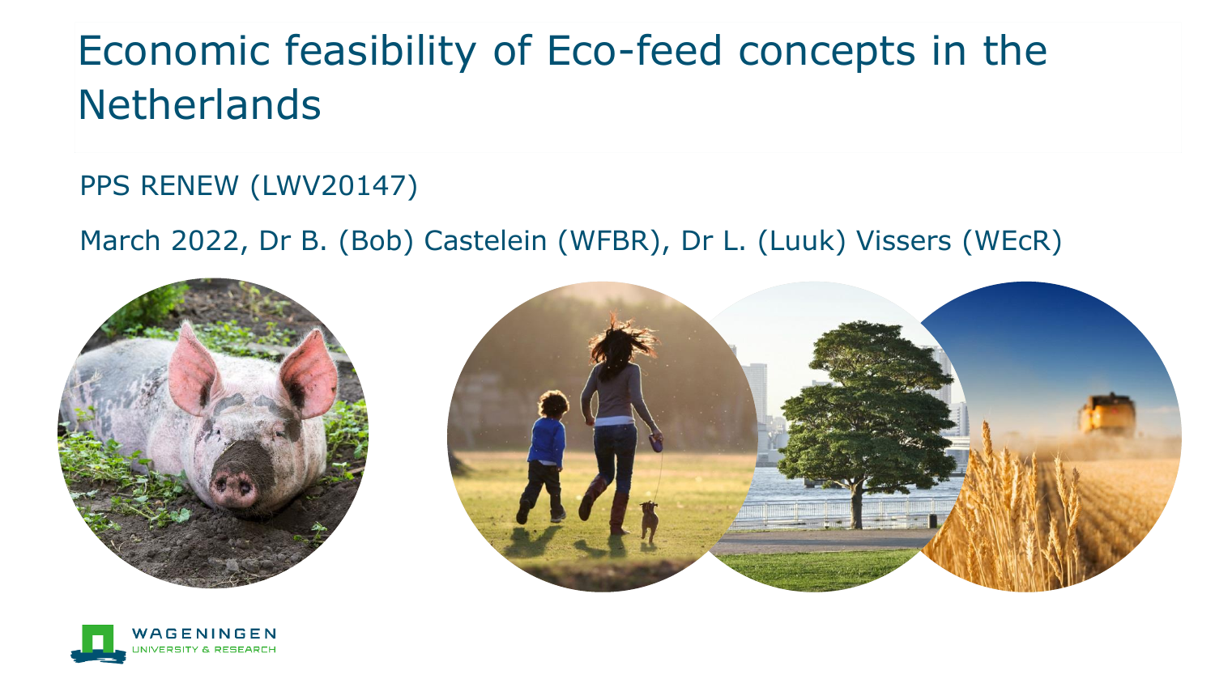# Economic feasibility of Eco-feed concepts in the Netherlands

PPS RENEW (LWV20147)

March 2022, Dr B. (Bob) Castelein (WFBR), Dr L. (Luuk) Vissers (WEcR)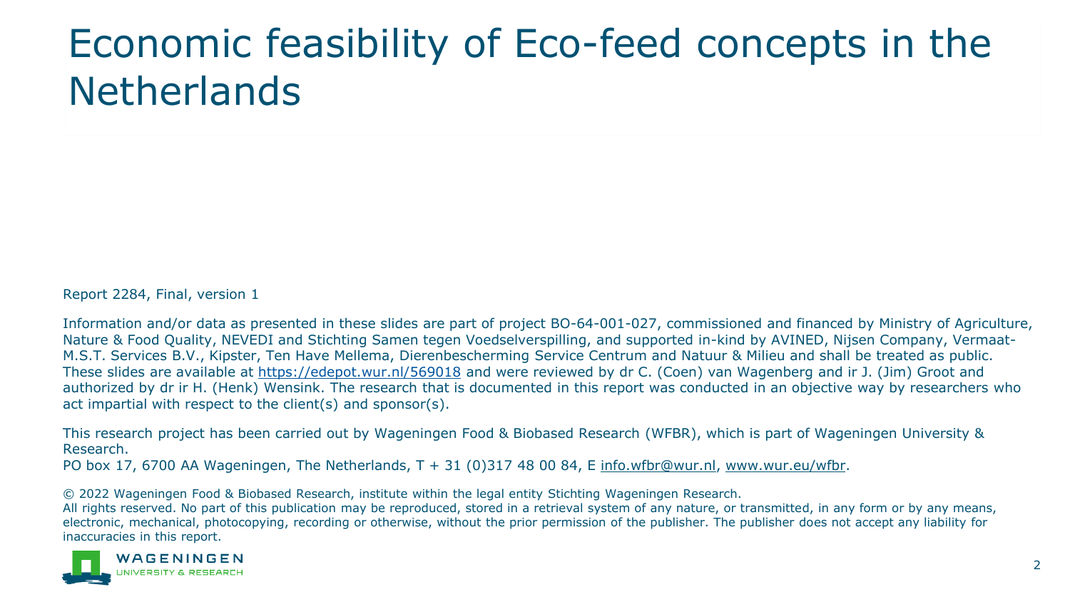# Economic feasibility of Eco-feed concepts in the Netherlands

Report 2284, Final, version 1

Information and/or data as presented in these slides are part of project BO-64-001-027, commissioned and financed by Ministry of Agriculture, Nature & Food Quality, NEVEDI and Stichting Samen tegen Voedselverspilling, and supported in-kind by AVINED, Nijsen Company, Vermaat-M.S.T. Services B.V., Kipster, Ten Have Mellema, Dierenbescherming Service Centrum and Natuur & Milieu and shall be treated as public. These slides are available at https://edepot.wur.nl/569018 and were reviewed by dr C. (Coen) van Wagenberg and ir J. (Jim) Groot and authorized by dr ir H. (Henk) Wensink. The research that is documented in this report was conducted in an objective way by researchers who act impartial with respect to the client(s) and sponsor(s).

This research project has been carried out by Wageningen Food & Biobased Research (WFBR), which is part of Wageningen University & Research.
PO box 17, 6700 AA Wageningen, The Netherlands, T + 31 (0)317 48 00 84, E info.wfbr@wur.nl, www.wur.eu/wfbr.

© 2022 Wageningen Food & Biobased Research, institute within the legal entity Stichting Wageningen Research.
All rights reserved. No part of this publication may be reproduced, stored in a retrieval system of any nature, or transmitted, in any form or by any means, electronic, mechanical, photocopying, recording or otherwise, without the prior permission of the publisher. The publisher does not accept any liability for inaccuracies in this report.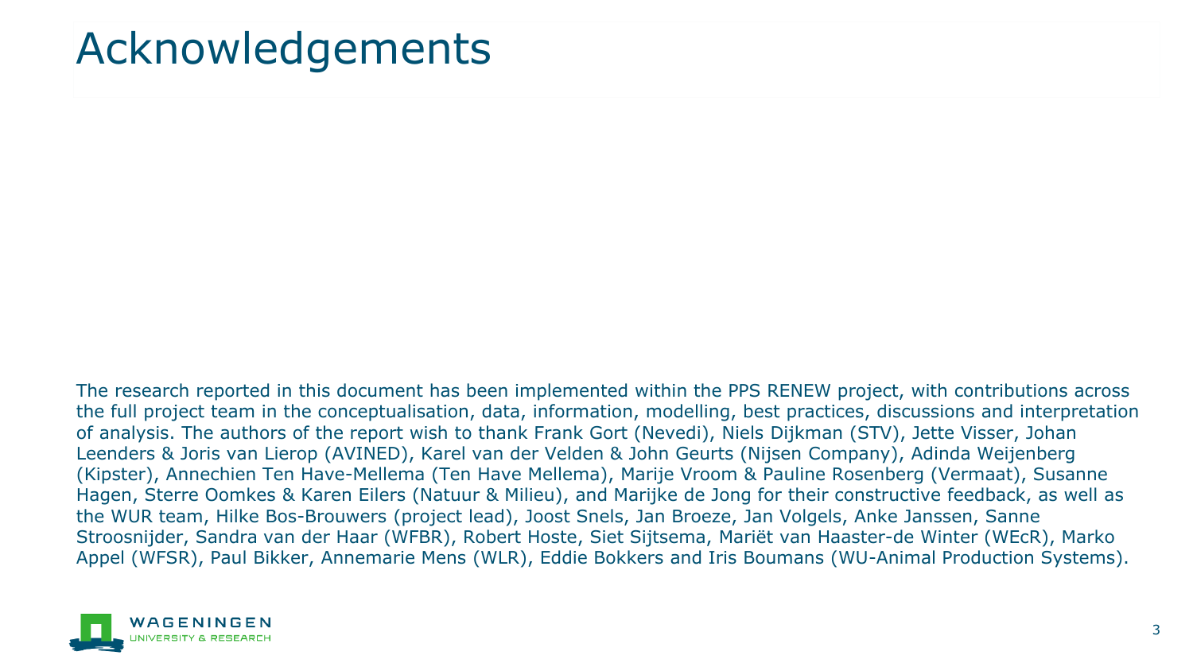# Acknowledgements

The research reported in this document has been implemented within the PPS RENEW project, with contributions across the full project team in the conceptualisation, data, information, modelling, best practices, discussions and interpretation of analysis. The authors of the report wish to thank Frank Gort (Nevedi), Niels Dijkman (STV), Jette Visser, Johan Leenders & Joris van Lierop (AVINED), Karel van der Velden & John Geurts (Nijsen Company), Adinda Weijenberg (Kipster), Annechien Ten Have-Mellema (Ten Have Mellema), Marije Vroom & Pauline Rosenberg (Vermaat), Susanne Hagen, Sterre Oomkes & Karen Eilers (Natuur & Milieu), and Marijke de Jong for their constructive feedback, as well as the WUR team, Hilke Bos-Brouwers (project lead), Joost Snels, Jan Broeze, Jan Volgels, Anke Janssen, Sanne Stroosnijder, Sandra van der Haar (WFBR), Robert Hoste, Siet Sijtsema, Mariët van Haaster-de Winter (WEcR), Marko Appel (WFSR), Paul Bikker, Annemarie Mens (WLR), Eddie Bokkers and Iris Boumans (WU-Animal Production Systems).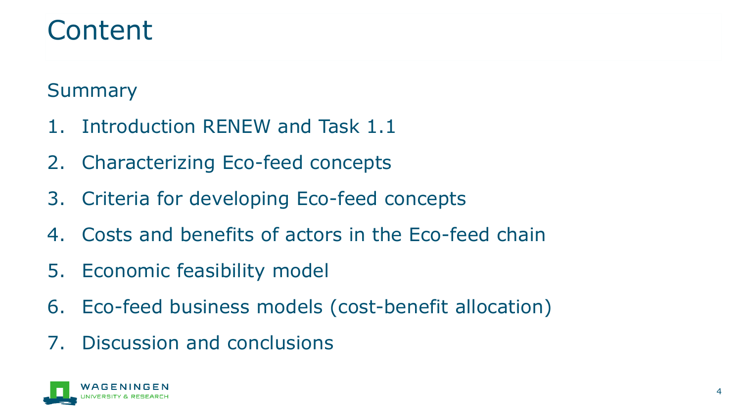# Content

Summary

1. Introduction RENEW and Task 1.1
2. Characterizing Eco-feed concepts
3. Criteria for developing Eco-feed concepts
4. Costs and benefits of actors in the Eco-feed chain
5. Economic feasibility model
6. Eco-feed business models (cost-benefit allocation)
7. Discussion and conclusions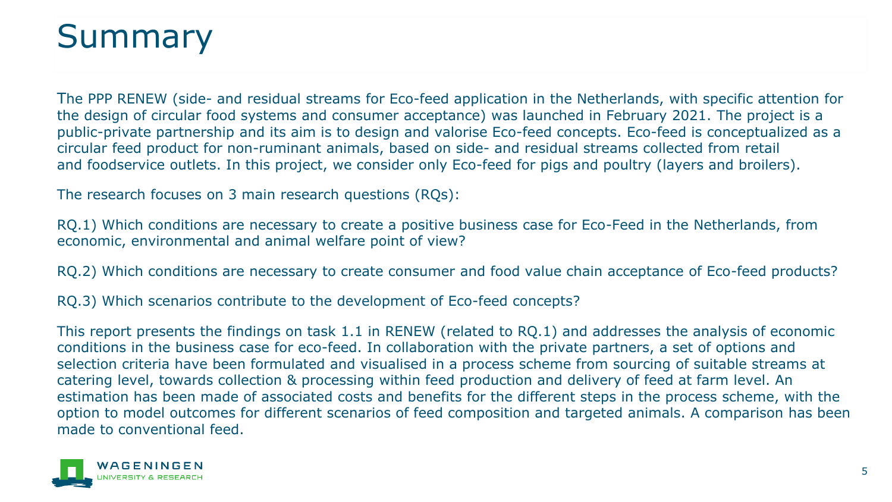# Summary

The PPP RENEW (side- and residual streams for Eco-feed application in the Netherlands, with specific attention for the design of circular food systems and consumer acceptance) was launched in February 2021. The project is a public-private partnership and its aim is to design and valorise Eco-feed concepts. Eco-feed is conceptualized as a circular feed product for non-ruminant animals, based on side- and residual streams collected from retail and foodservice outlets. In this project, we consider only Eco-feed for pigs and poultry (layers and broilers).

The research focuses on 3 main research questions (RQs):

RQ.1) Which conditions are necessary to create a positive business case for Eco-Feed in the Netherlands, from economic, environmental and animal welfare point of view?

RQ.2) Which conditions are necessary to create consumer and food value chain acceptance of Eco-feed products?

RQ.3) Which scenarios contribute to the development of Eco-feed concepts?

This report presents the findings on task 1.1 in RENEW (related to RQ.1) and addresses the analysis of economic conditions in the business case for eco-feed. In collaboration with the private partners, a set of options and selection criteria have been formulated and visualised in a process scheme from sourcing of suitable streams at catering level, towards collection & processing within feed production and delivery of feed at farm level. An estimation has been made of associated costs and benefits for the different steps in the process scheme, with the option to model outcomes for different scenarios of feed composition and targeted animals. A comparison has been made to conventional feed.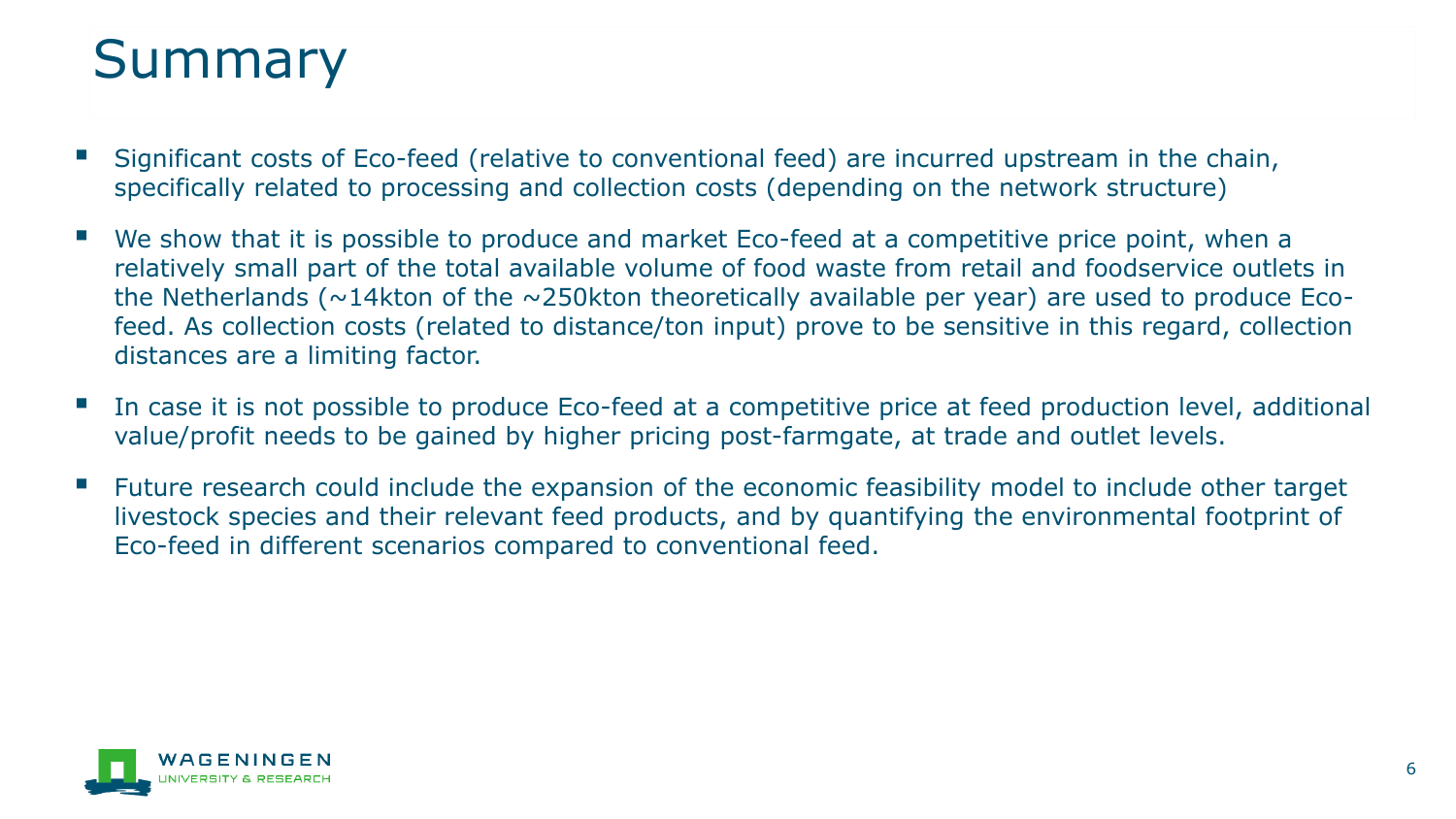# Summary

- Significant costs of Eco-feed (relative to conventional feed) are incurred upstream in the chain, specifically related to processing and collection costs (depending on the network structure)
- We show that it is possible to produce and market Eco-feed at a competitive price point, when a relatively small part of the total available volume of food waste from retail and foodservice outlets in the Netherlands (~14kton of the ~250kton theoretically available per year) are used to produce Eco-feed. As collection costs (related to distance/ton input) prove to be sensitive in this regard, collection distances are a limiting factor.
- In case it is not possible to produce Eco-feed at a competitive price at feed production level, additional value/profit needs to be gained by higher pricing post-farmgate, at trade and outlet levels.
- Future research could include the expansion of the economic feasibility model to include other target livestock species and their relevant feed products, and by quantifying the environmental footprint of Eco-feed in different scenarios compared to conventional feed.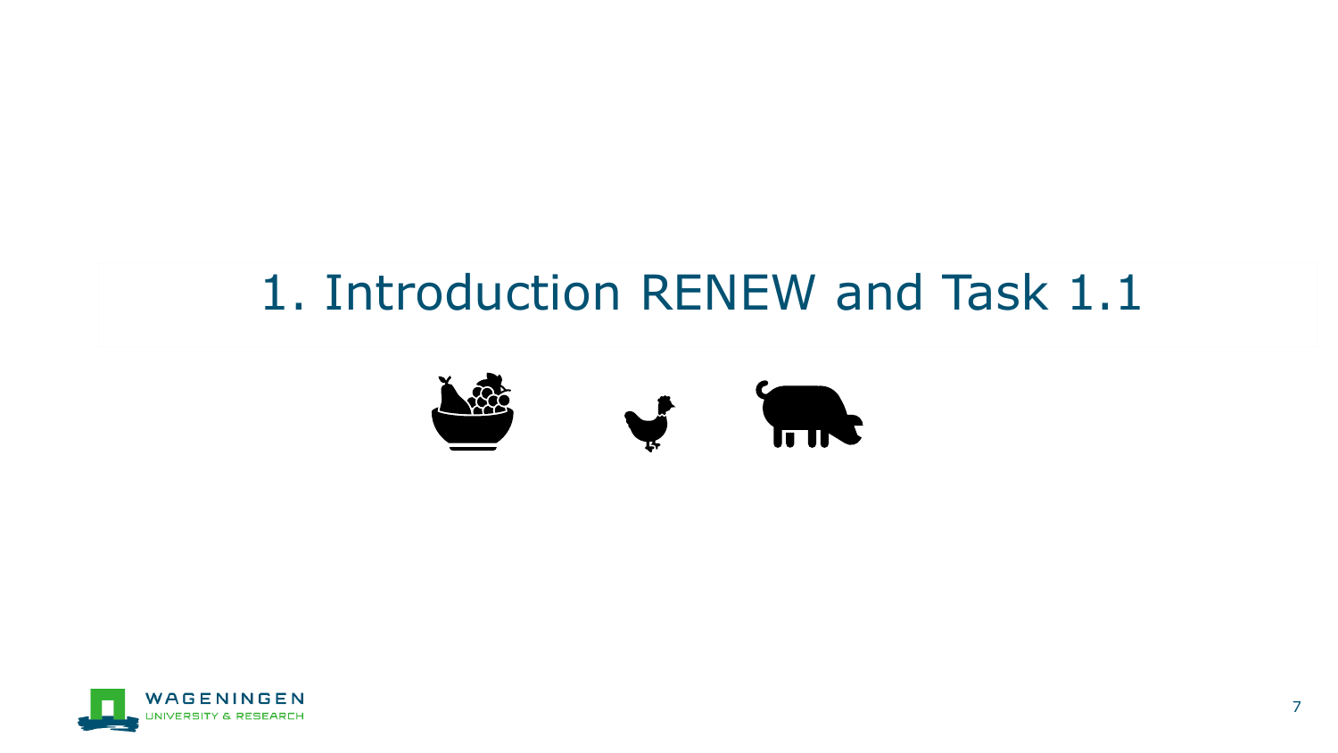# 1. Introduction RENEW and Task 1.1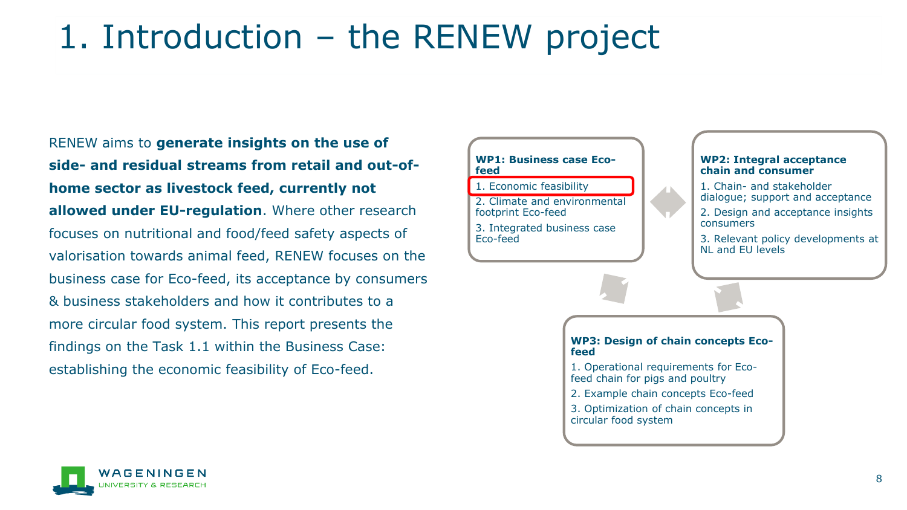# 1. Introduction – the RENEW project

RENEW aims to **generate insights on the use of side- and residual streams from retail and out-of-home sector as livestock feed, currently not allowed under EU-regulation**. Where other research focuses on nutritional and food/feed safety aspects of valorisation towards animal feed, RENEW focuses on the business case for Eco-feed, its acceptance by consumers & business stakeholders and how it contributes to a more circular food system. This report presents the findings on the Task 1.1 within the Business Case: establishing the economic feasibility of Eco-feed.

**WP1: Business case Eco-feed**

1. Economic feasibility
2. Climate and environmental footprint Eco-feed
3. Integrated business case Eco-feed

**WP2: Integral acceptance chain and consumer**

1. Chain- and stakeholder dialogue; support and acceptance
2. Design and acceptance insights consumers
3. Relevant policy developments at NL and EU levels

**WP3: Design of chain concepts Eco-feed**

1. Operational requirements for Eco-feed chain for pigs and poultry
2. Example chain concepts Eco-feed
3. Optimization of chain concepts in circular food system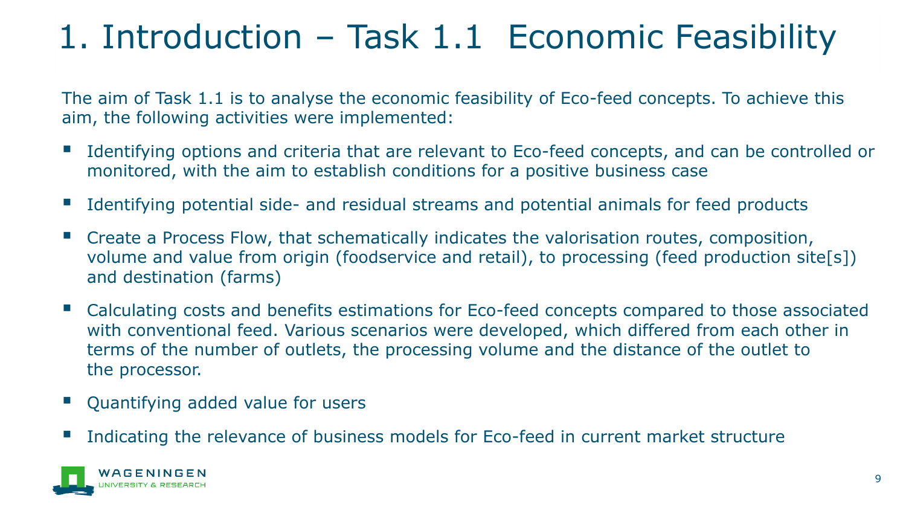# 1. Introduction – Task 1.1 Economic Feasibility

The aim of Task 1.1 is to analyse the economic feasibility of Eco-feed concepts. To achieve this aim, the following activities were implemented:

- Identifying options and criteria that are relevant to Eco-feed concepts, and can be controlled or monitored, with the aim to establish conditions for a positive business case
- Identifying potential side- and residual streams and potential animals for feed products
- Create a Process Flow, that schematically indicates the valorisation routes, composition, volume and value from origin (foodservice and retail), to processing (feed production site[s]) and destination (farms)
- Calculating costs and benefits estimations for Eco-feed concepts compared to those associated with conventional feed. Various scenarios were developed, which differed from each other in terms of the number of outlets, the processing volume and the distance of the outlet to the processor.
- Quantifying added value for users
- Indicating the relevance of business models for Eco-feed in current market structure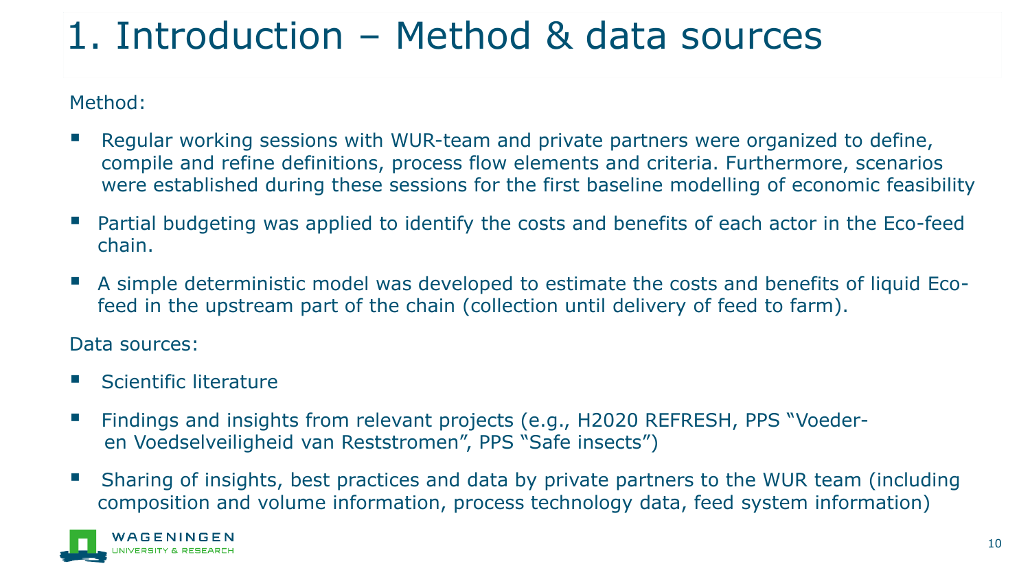# 1. Introduction – Method & data sources

Method:

- Regular working sessions with WUR-team and private partners were organized to define, compile and refine definitions, process flow elements and criteria. Furthermore, scenarios were established during these sessions for the first baseline modelling of economic feasibility
- Partial budgeting was applied to identify the costs and benefits of each actor in the Eco-feed chain.
- A simple deterministic model was developed to estimate the costs and benefits of liquid Eco-feed in the upstream part of the chain (collection until delivery of feed to farm).

Data sources:

- Scientific literature
- Findings and insights from relevant projects (e.g., H2020 REFRESH, PPS "Voeder- en Voedselveiligheid van Reststromen", PPS "Safe insects")
- Sharing of insights, best practices and data by private partners to the WUR team (including composition and volume information, process technology data, feed system information)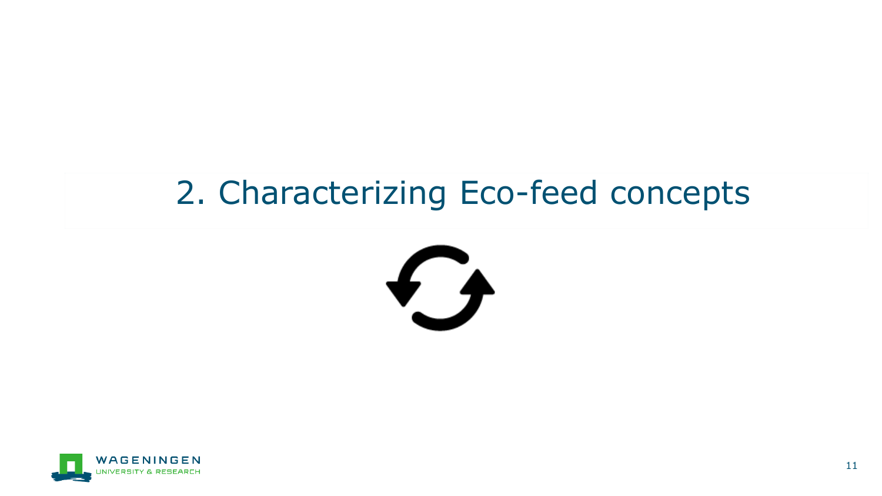# 2. Characterizing Eco-feed concepts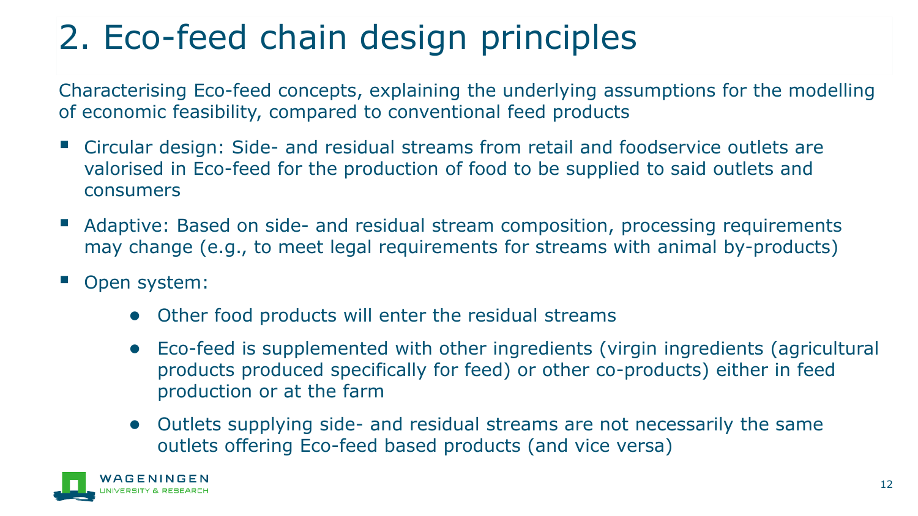# 2. Eco-feed chain design principles

Characterising Eco-feed concepts, explaining the underlying assumptions for the modelling of economic feasibility, compared to conventional feed products

- Circular design: Side- and residual streams from retail and foodservice outlets are valorised in Eco-feed for the production of food to be supplied to said outlets and consumers
- Adaptive: Based on side- and residual stream composition, processing requirements may change (e.g., to meet legal requirements for streams with animal by-products)
- Open system:
  - Other food products will enter the residual streams
  - Eco-feed is supplemented with other ingredients (virgin ingredients (agricultural products produced specifically for feed) or other co-products) either in feed production or at the farm
  - Outlets supplying side- and residual streams are not necessarily the same outlets offering Eco-feed based products (and vice versa)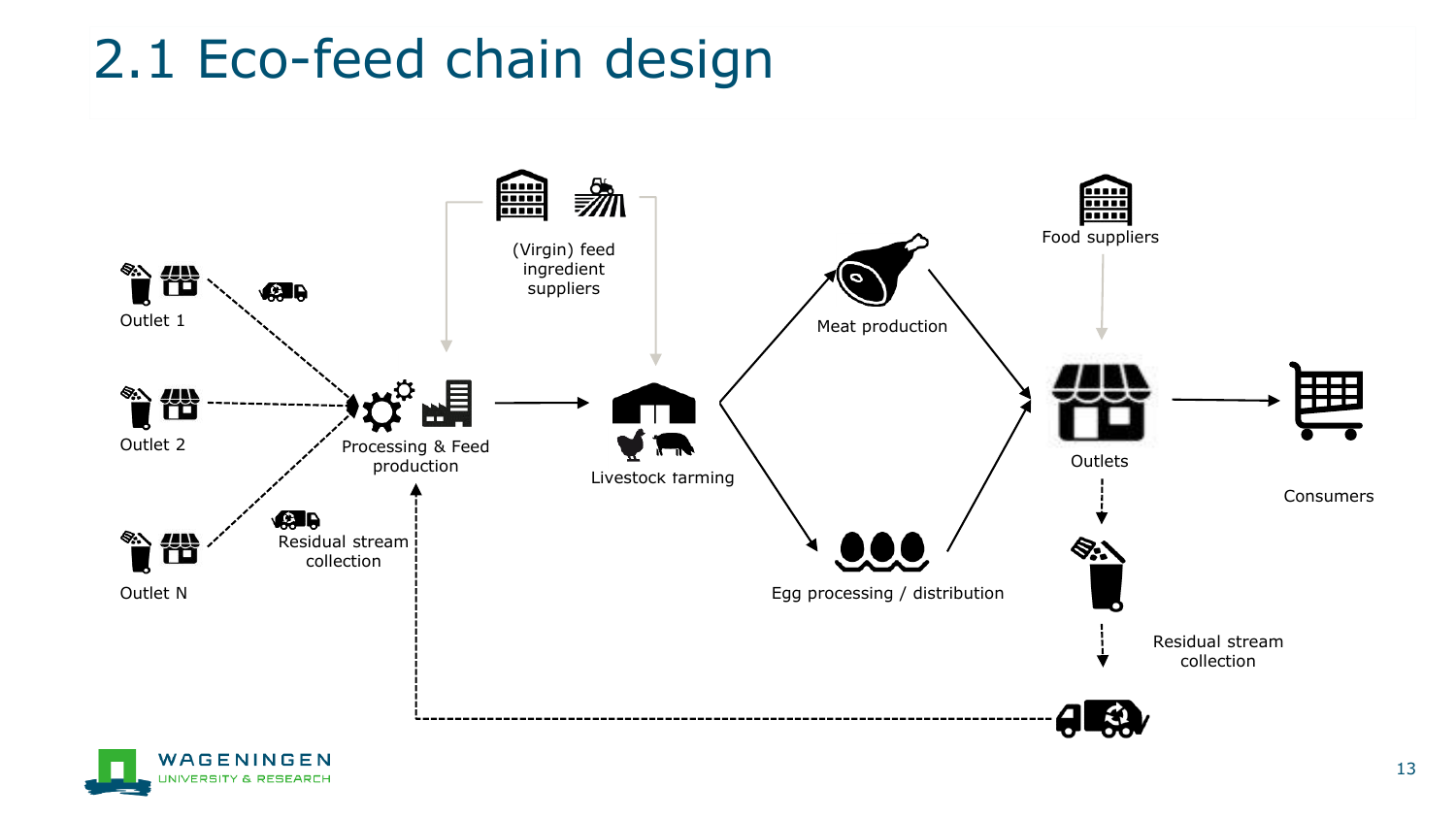# 2.1 Eco-feed chain design

Outlet 1

Outlet 2

Outlet N

Residual stream collection

Processing & Feed production

(Virgin) feed ingredient suppliers

Livestock farming

Meat production

Egg processing / distribution

Food suppliers

Outlets

Consumers

Residual stream collection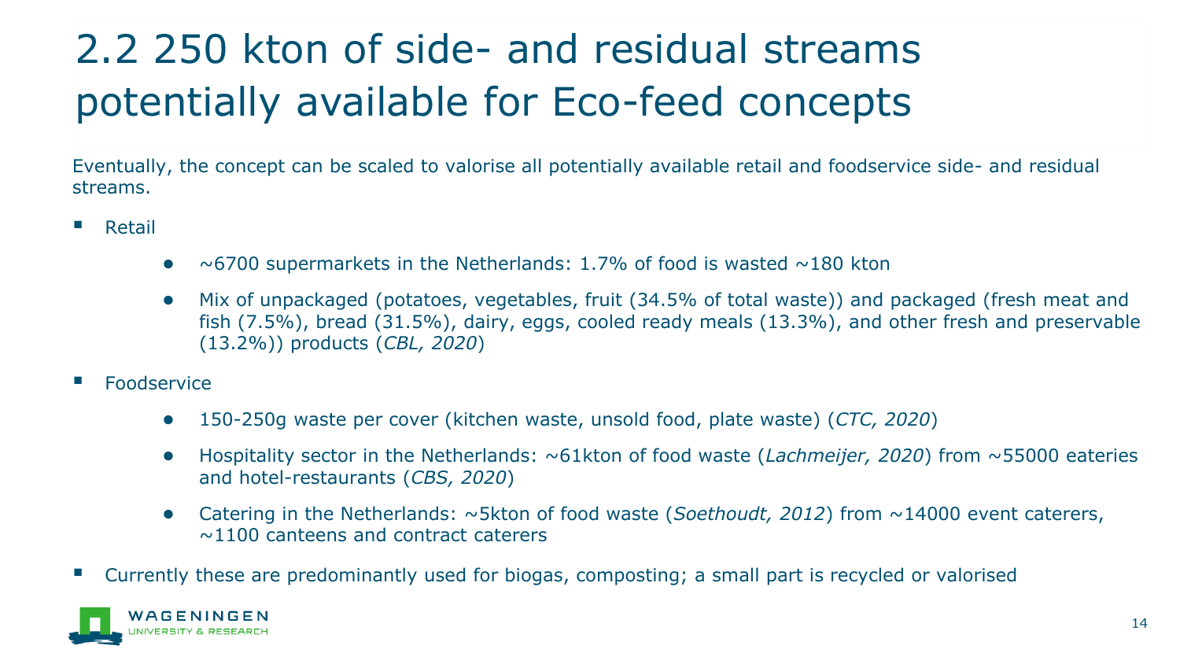# 2.2 250 kton of side- and residual streams potentially available for Eco-feed concepts

Eventually, the concept can be scaled to valorise all potentially available retail and foodservice side- and residual streams.

- Retail
  - ~6700 supermarkets in the Netherlands: 1.7% of food is wasted ~180 kton
  - Mix of unpackaged (potatoes, vegetables, fruit (34.5% of total waste)) and packaged (fresh meat and fish (7.5%), bread (31.5%), dairy, eggs, cooled ready meals (13.3%), and other fresh and preservable (13.2%)) products (*CBL, 2020*)
- Foodservice
  - 150-250g waste per cover (kitchen waste, unsold food, plate waste) (*CTC, 2020*)
  - Hospitality sector in the Netherlands: ~61kton of food waste (*Lachmeijer, 2020*) from ~55000 eateries and hotel-restaurants (*CBS, 2020*)
  - Catering in the Netherlands: ~5kton of food waste (*Soethoudt, 2012*) from ~14000 event caterers, ~1100 canteens and contract caterers
- Currently these are predominantly used for biogas, composting; a small part is recycled or valorised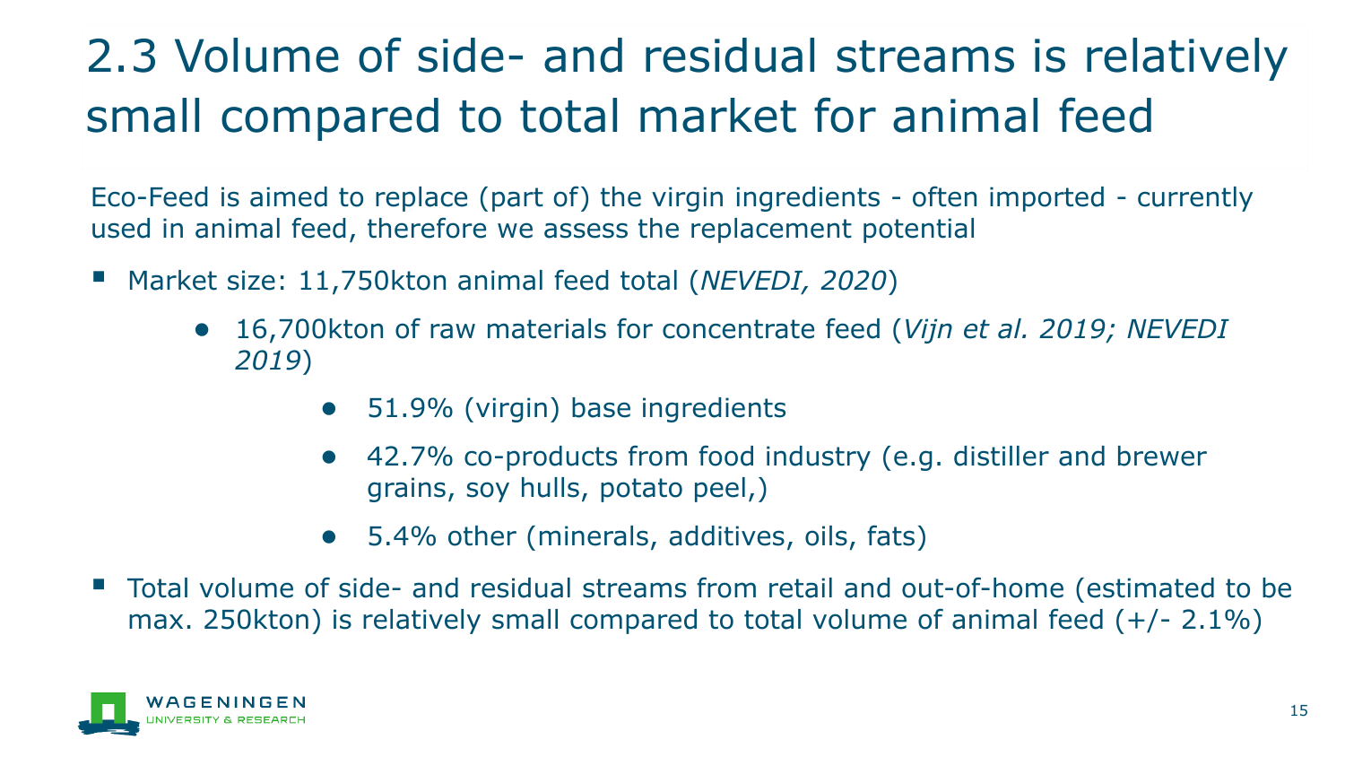# 2.3 Volume of side- and residual streams is relatively small compared to total market for animal feed

Eco-Feed is aimed to replace (part of) the virgin ingredients - often imported - currently used in animal feed, therefore we assess the replacement potential

- Market size: 11,750kton animal feed total (*NEVEDI, 2020*)
  - 16,700kton of raw materials for concentrate feed (*Vijn et al. 2019; NEVEDI 2019*)
    - 51.9% (virgin) base ingredients
    - 42.7% co-products from food industry (e.g. distiller and brewer grains, soy hulls, potato peel,)
    - 5.4% other (minerals, additives, oils, fats)
- Total volume of side- and residual streams from retail and out-of-home (estimated to be max. 250kton) is relatively small compared to total volume of animal feed (+/- 2.1%)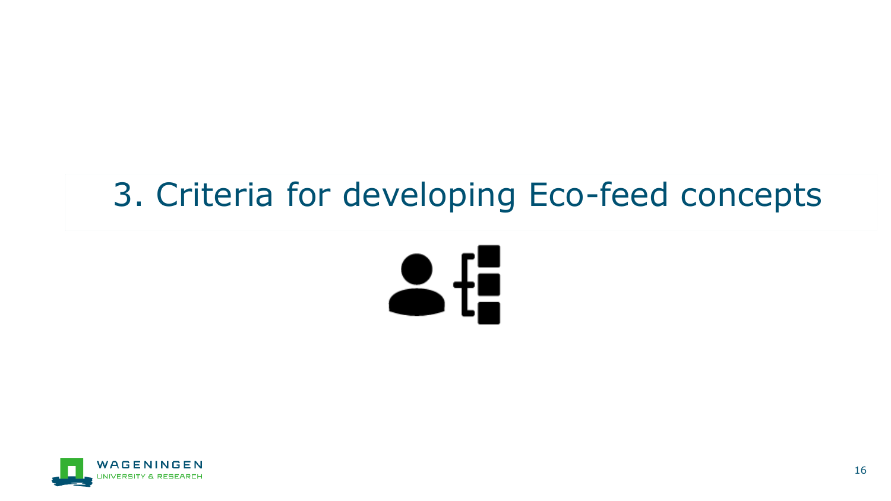# 3. Criteria for developing Eco-feed concepts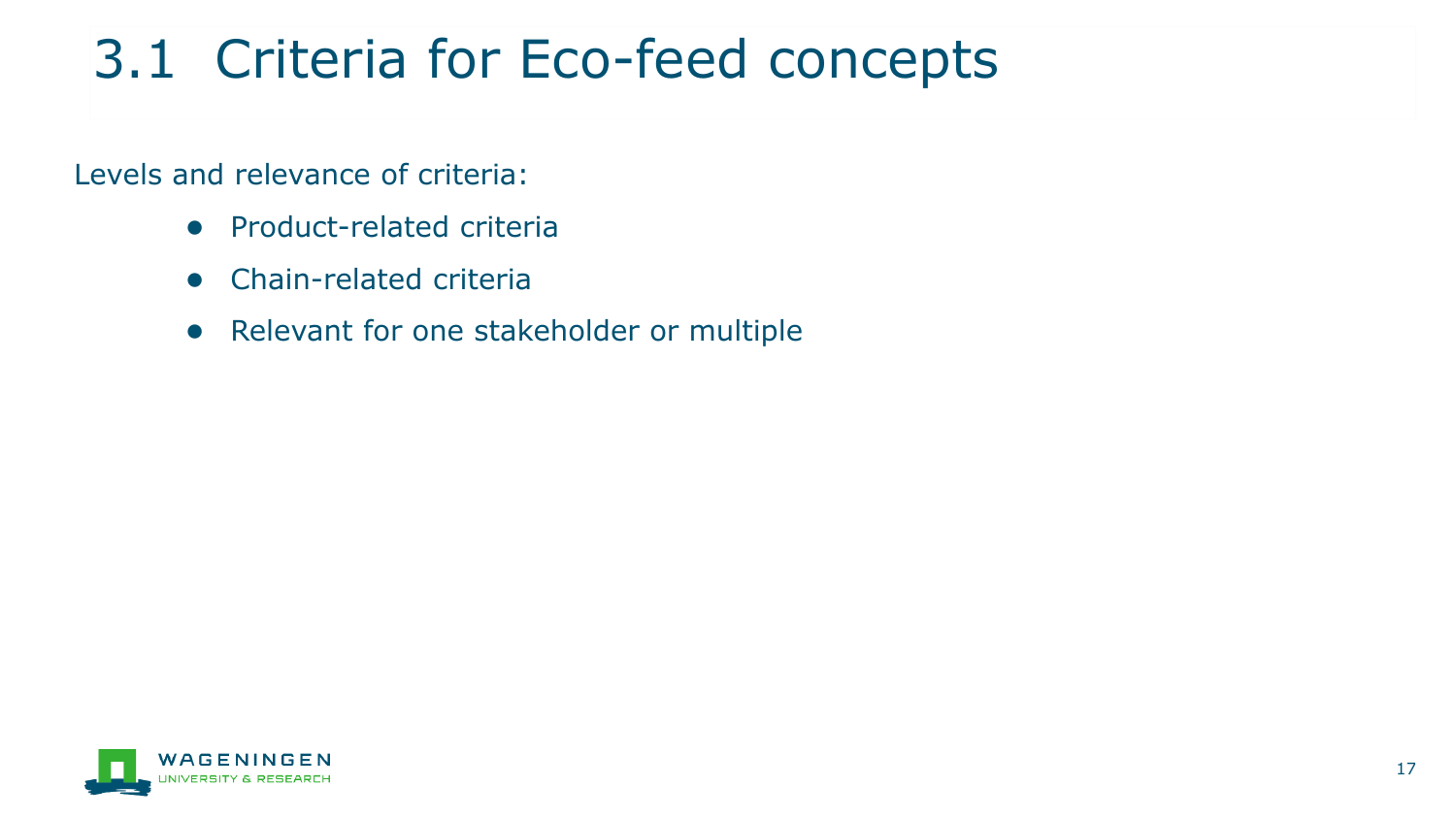# 3.1 Criteria for Eco-feed concepts

Levels and relevance of criteria:

- Product-related criteria
- Chain-related criteria
- Relevant for one stakeholder or multiple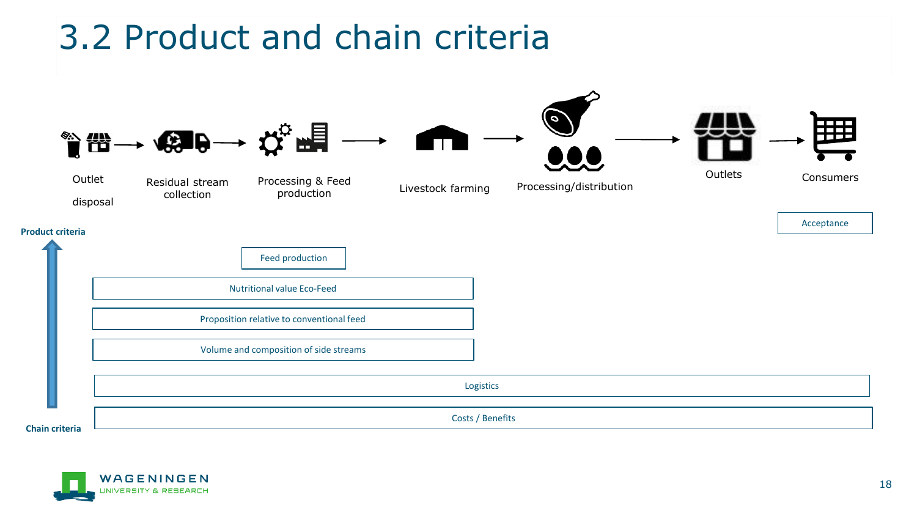# 3.2 Product and chain criteria

Outlet disposal → Residual stream collection → Processing & Feed production → Livestock farming → Processing/distribution → Outlets → Consumers

**Product criteria**

- Acceptance
- Feed production
- Nutritional value Eco-Feed
- Proposition relative to conventional feed
- Volume and composition of side streams
- Logistics
- Costs / Benefits

**Chain criteria**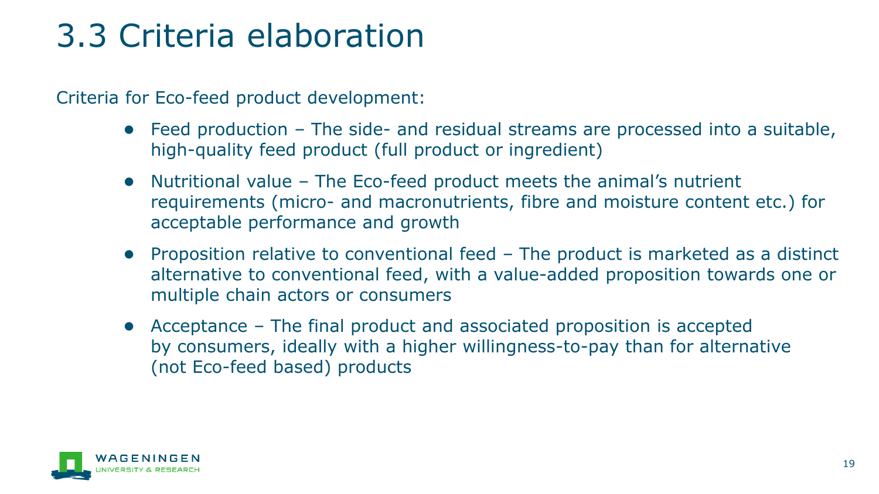# 3.3 Criteria elaboration

Criteria for Eco-feed product development:

- Feed production – The side- and residual streams are processed into a suitable, high-quality feed product (full product or ingredient)
- Nutritional value – The Eco-feed product meets the animal's nutrient requirements (micro- and macronutrients, fibre and moisture content etc.) for acceptable performance and growth
- Proposition relative to conventional feed – The product is marketed as a distinct alternative to conventional feed, with a value-added proposition towards one or multiple chain actors or consumers
- Acceptance – The final product and associated proposition is accepted by consumers, ideally with a higher willingness-to-pay than for alternative (not Eco-feed based) products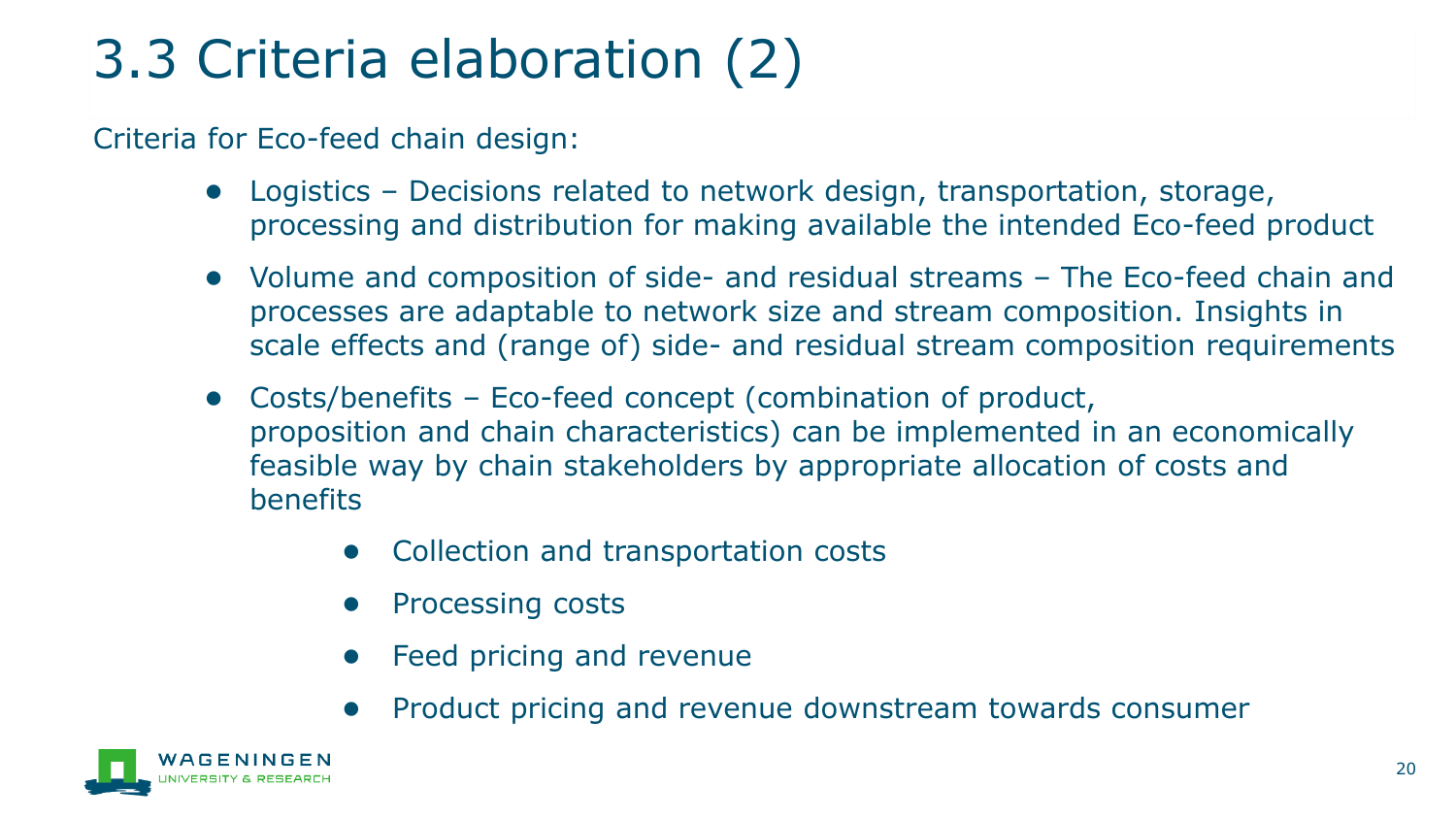# 3.3 Criteria elaboration (2)

Criteria for Eco-feed chain design:

- Logistics – Decisions related to network design, transportation, storage, processing and distribution for making available the intended Eco-feed product
- Volume and composition of side- and residual streams – The Eco-feed chain and processes are adaptable to network size and stream composition. Insights in scale effects and (range of) side- and residual stream composition requirements
- Costs/benefits – Eco-feed concept (combination of product, proposition and chain characteristics) can be implemented in an economically feasible way by chain stakeholders by appropriate allocation of costs and benefits
  - Collection and transportation costs
  - Processing costs
  - Feed pricing and revenue
  - Product pricing and revenue downstream towards consumer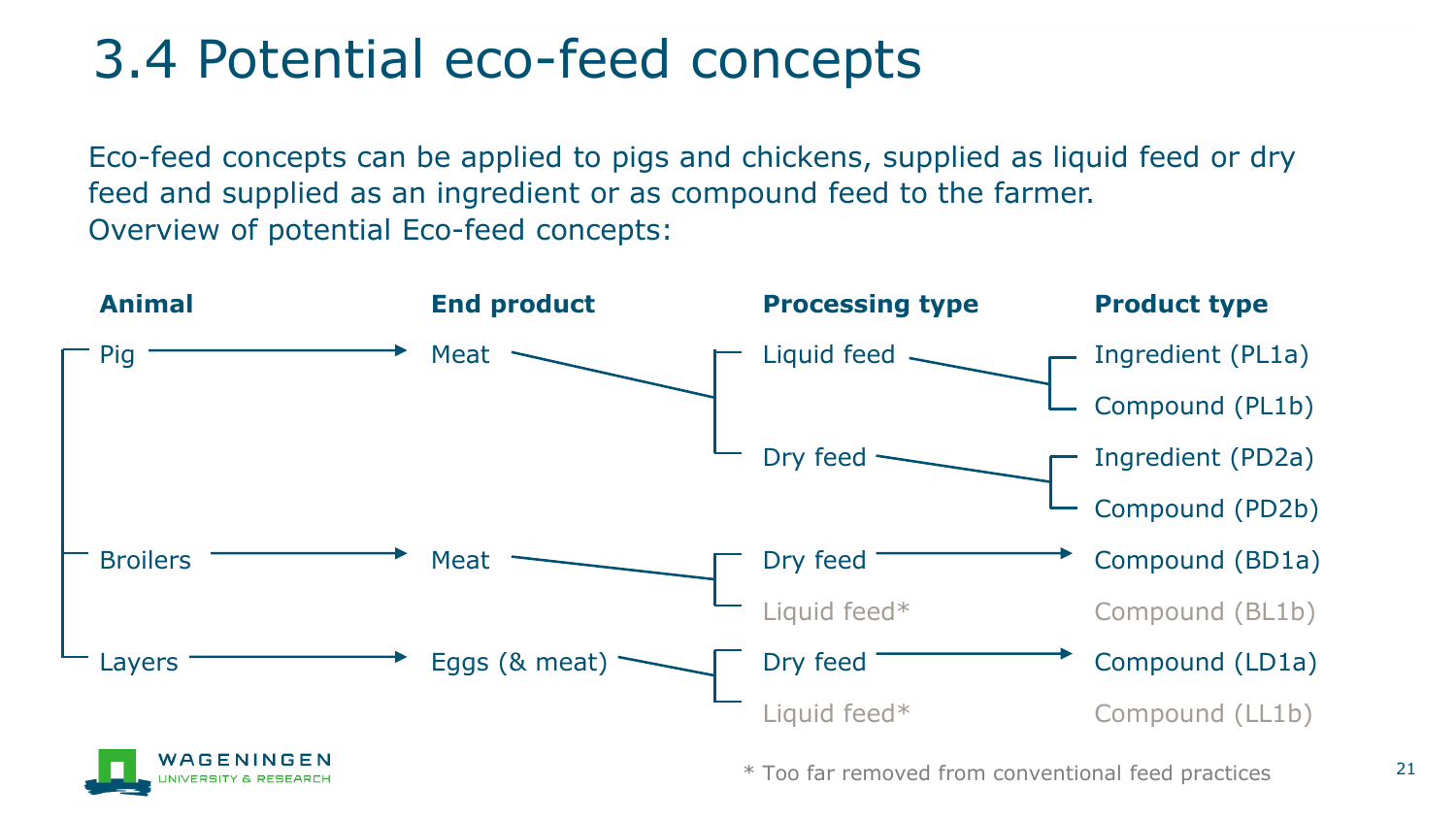# 3.4 Potential eco-feed concepts

Eco-feed concepts can be applied to pigs and chickens, supplied as liquid feed or dry feed and supplied as an ingredient or as compound feed to the farmer.
Overview of potential Eco-feed concepts:

| Animal | End product | Processing type | Product type |
|---|---|---|---|
| Pig | Meat | Liquid feed | Ingredient (PL1a) |
| | | | Compound (PL1b) |
| | | Dry feed | Ingredient (PD2a) |
| | | | Compound (PD2b) |
| Broilers | Meat | Dry feed | Compound (BD1a) |
| | | Liquid feed* | Compound (BL1b) |
| Layers | Eggs (& meat) | Dry feed | Compound (LD1a) |
| | | Liquid feed* | Compound (LL1b) |

\* Too far removed from conventional feed practices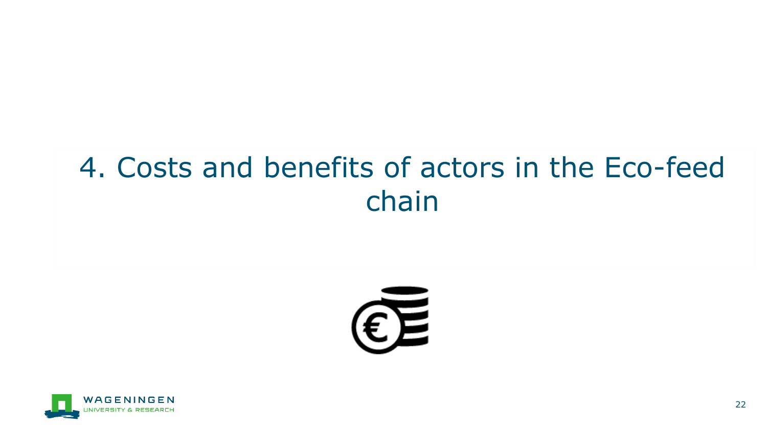# 4. Costs and benefits of actors in the Eco-feed chain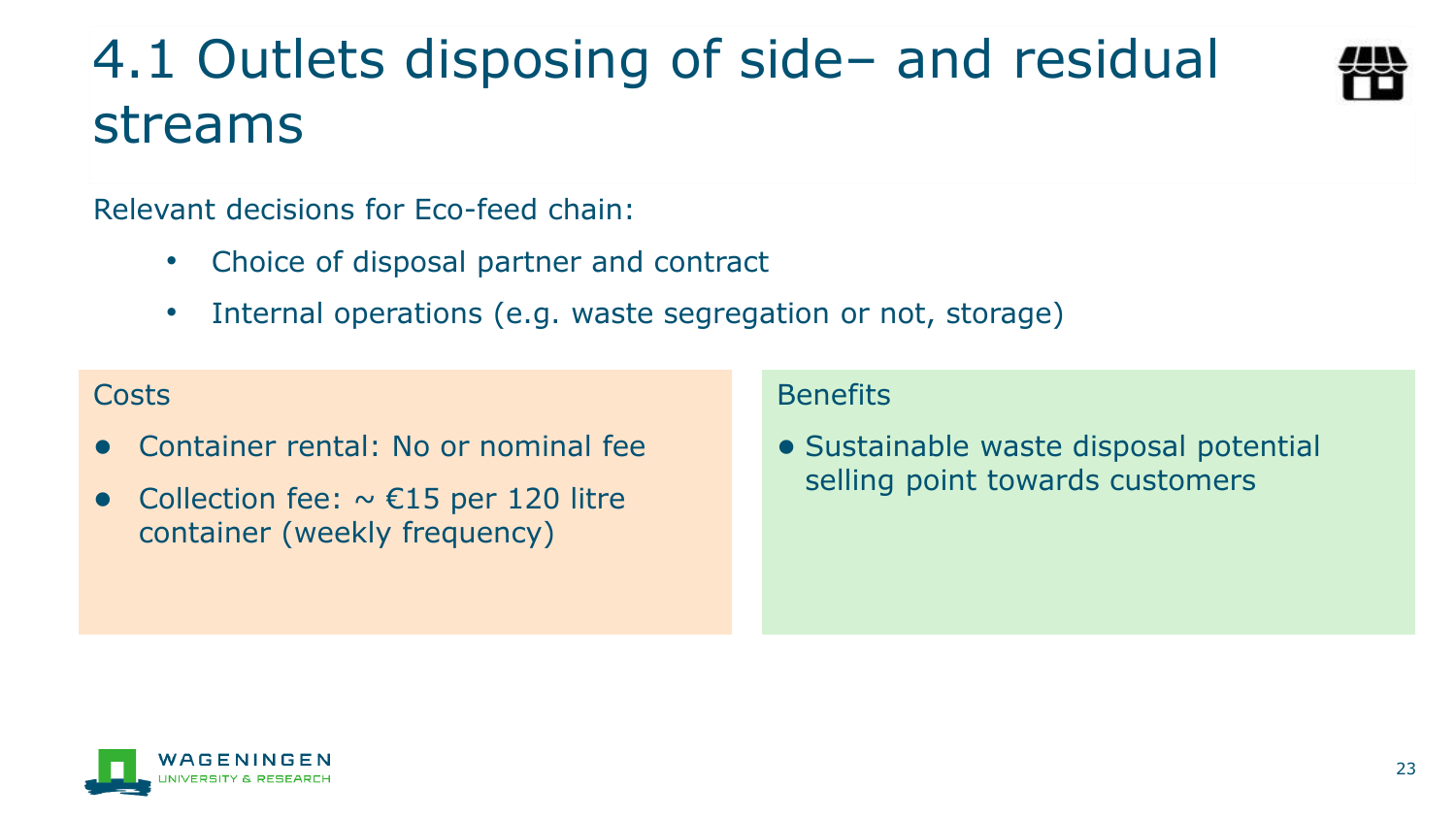# 4.1 Outlets disposing of side– and residual streams

Relevant decisions for Eco-feed chain:

- Choice of disposal partner and contract
- Internal operations (e.g. waste segregation or not, storage)

Costs

- Container rental: No or nominal fee
- Collection fee: ~ €15 per 120 litre container (weekly frequency)

Benefits

- Sustainable waste disposal potential selling point towards customers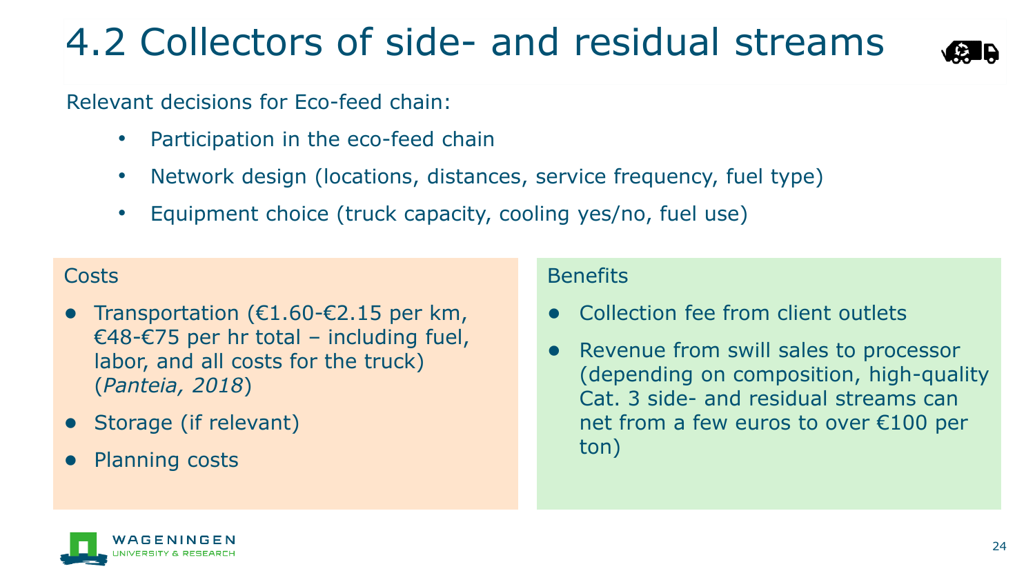# 4.2 Collectors of side- and residual streams

Relevant decisions for Eco-feed chain:

- Participation in the eco-feed chain
- Network design (locations, distances, service frequency, fuel type)
- Equipment choice (truck capacity, cooling yes/no, fuel use)

**Costs**

- Transportation (€1.60-€2.15 per km, €48-€75 per hr total – including fuel, labor, and all costs for the truck) (*Panteia, 2018*)
- Storage (if relevant)
- Planning costs

**Benefits**

- Collection fee from client outlets
- Revenue from swill sales to processor (depending on composition, high-quality Cat. 3 side- and residual streams can net from a few euros to over €100 per ton)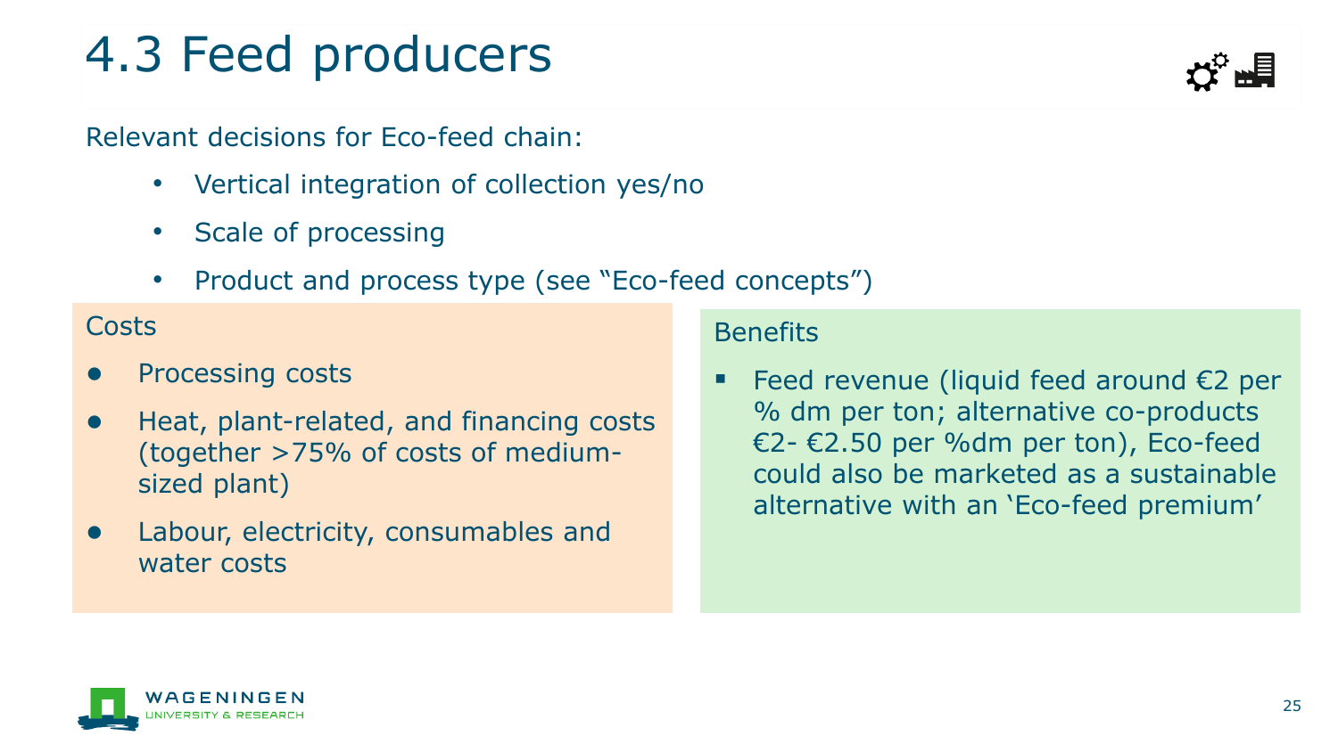# 4.3 Feed producers

Relevant decisions for Eco-feed chain:

- Vertical integration of collection yes/no
- Scale of processing
- Product and process type (see "Eco-feed concepts")

Costs

- Processing costs
- Heat, plant-related, and financing costs (together >75% of costs of medium-sized plant)
- Labour, electricity, consumables and water costs

Benefits

- Feed revenue (liquid feed around €2 per % dm per ton; alternative co-products €2- €2.50 per %dm per ton), Eco-feed could also be marketed as a sustainable alternative with an 'Eco-feed premium'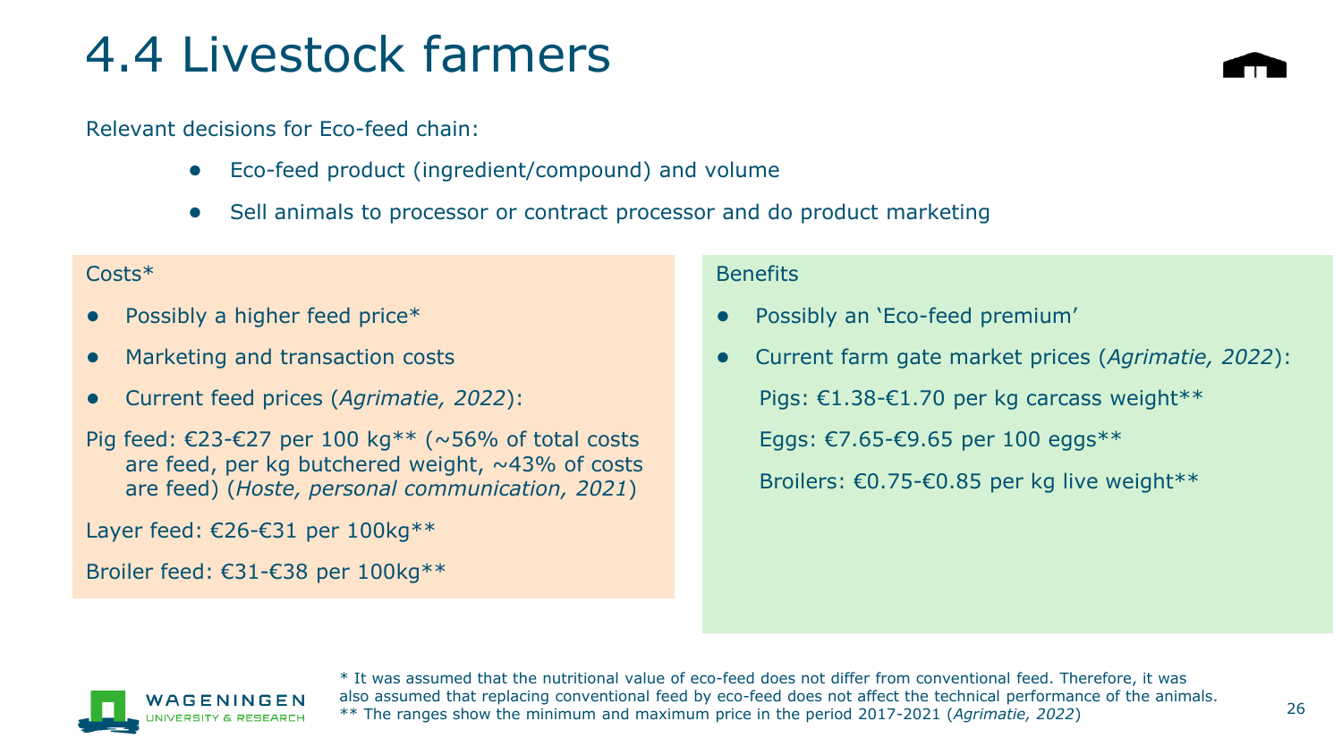# 4.4 Livestock farmers

Relevant decisions for Eco-feed chain:

- Eco-feed product (ingredient/compound) and volume
- Sell animals to processor or contract processor and do product marketing

Costs*

- Possibly a higher feed price*
- Marketing and transaction costs
- Current feed prices (*Agrimatie, 2022*):

Pig feed: €23-€27 per 100 kg** (~56% of total costs are feed, per kg butchered weight, ~43% of costs are feed) (*Hoste, personal communication, 2021*)

Layer feed: €26-€31 per 100kg**

Broiler feed: €31-€38 per 100kg**

Benefits

- Possibly an 'Eco-feed premium'
- Current farm gate market prices (*Agrimatie, 2022*):

Pigs: €1.38-€1.70 per kg carcass weight**

Eggs: €7.65-€9.65 per 100 eggs**

Broilers: €0.75-€0.85 per kg live weight**

* It was assumed that the nutritional value of eco-feed does not differ from conventional feed. Therefore, it was also assumed that replacing conventional feed by eco-feed does not affect the technical performance of the animals.
** The ranges show the minimum and maximum price in the period 2017-2021 (*Agrimatie, 2022*)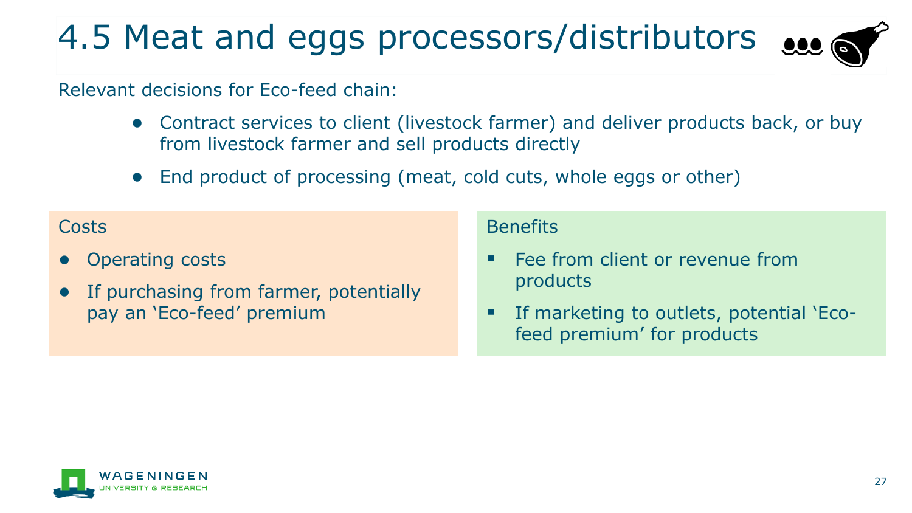# 4.5 Meat and eggs processors/distributors

Relevant decisions for Eco-feed chain:

- Contract services to client (livestock farmer) and deliver products back, or buy from livestock farmer and sell products directly
- End product of processing (meat, cold cuts, whole eggs or other)

**Costs**

- Operating costs
- If purchasing from farmer, potentially pay an 'Eco-feed' premium

**Benefits**

- Fee from client or revenue from products
- If marketing to outlets, potential 'Eco-feed premium' for products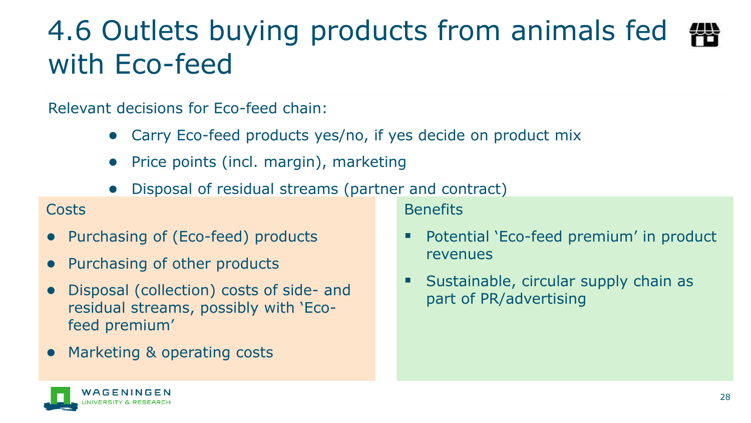# 4.6 Outlets buying products from animals fed with Eco-feed

Relevant decisions for Eco-feed chain:

- Carry Eco-feed products yes/no, if yes decide on product mix
- Price points (incl. margin), marketing
- Disposal of residual streams (partner and contract)

**Costs**

- Purchasing of (Eco-feed) products
- Purchasing of other products
- Disposal (collection) costs of side- and residual streams, possibly with 'Eco-feed premium'
- Marketing & operating costs

**Benefits**

- Potential 'Eco-feed premium' in product revenues
- Sustainable, circular supply chain as part of PR/advertising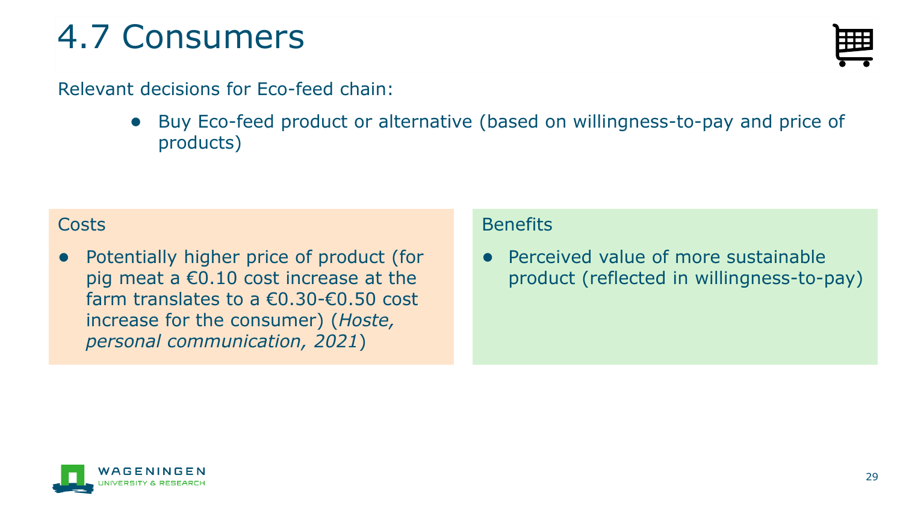# 4.7 Consumers

Relevant decisions for Eco-feed chain:

- Buy Eco-feed product or alternative (based on willingness-to-pay and price of products)

### Costs

- Potentially higher price of product (for pig meat a €0.10 cost increase at the farm translates to a €0.30-€0.50 cost increase for the consumer) (*Hoste, personal communication, 2021*)

### Benefits

- Perceived value of more sustainable product (reflected in willingness-to-pay)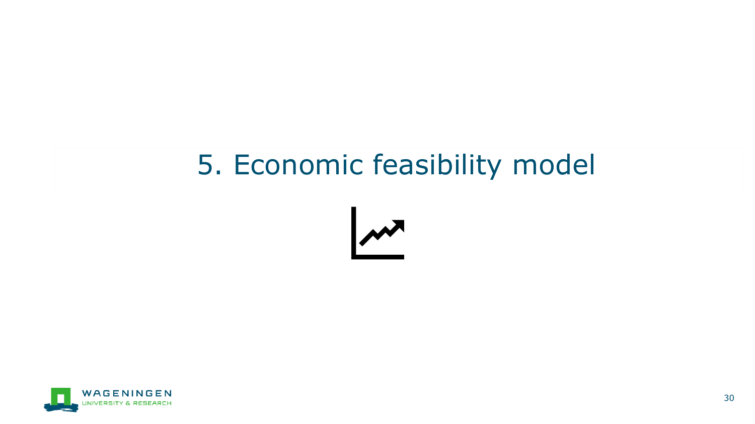# 5. Economic feasibility model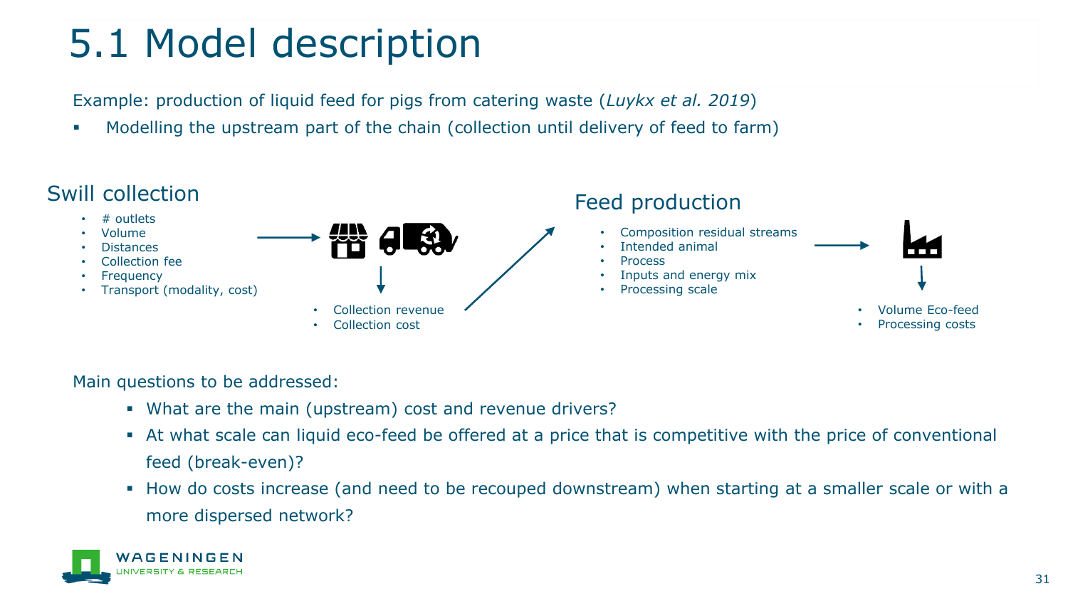# 5.1 Model description

Example: production of liquid feed for pigs from catering waste (*Luykx et al. 2019*)

- Modelling the upstream part of the chain (collection until delivery of feed to farm)

## Swill collection

- # outlets
- Volume
- Distances
- Collection fee
- Frequency
- Transport (modality, cost)

Output:

- Collection revenue
- Collection cost

## Feed production

- Composition residual streams
- Intended animal
- Process
- Inputs and energy mix
- Processing scale

Output:

- Volume Eco-feed
- Processing costs

Main questions to be addressed:

- What are the main (upstream) cost and revenue drivers?
- At what scale can liquid eco-feed be offered at a price that is competitive with the price of conventional feed (break-even)?
- How do costs increase (and need to be recouped downstream) when starting at a smaller scale or with a more dispersed network?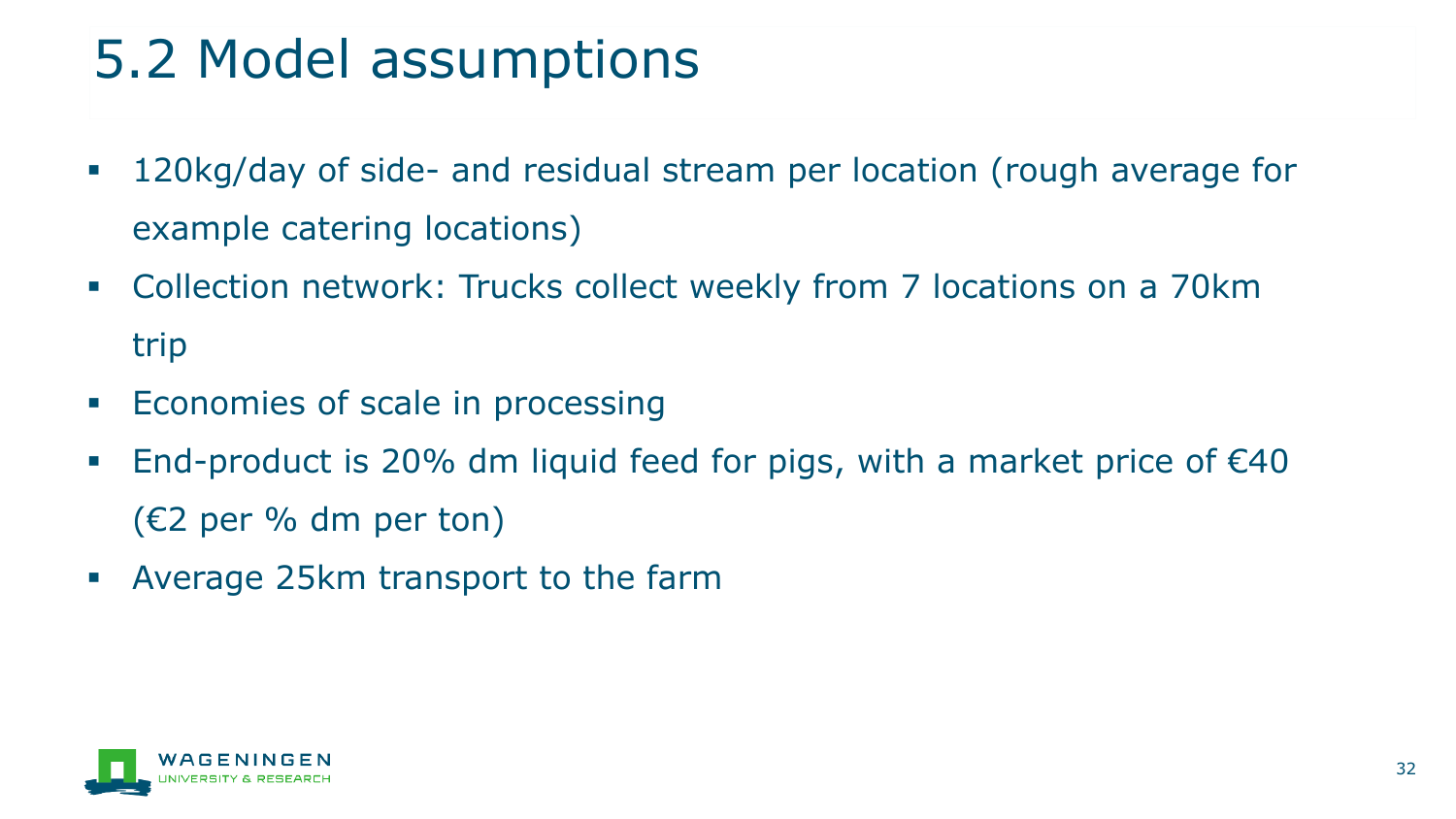# 5.2 Model assumptions

- 120kg/day of side- and residual stream per location (rough average for example catering locations)
- Collection network: Trucks collect weekly from 7 locations on a 70km trip
- Economies of scale in processing
- End-product is 20% dm liquid feed for pigs, with a market price of €40 (€2 per % dm per ton)
- Average 25km transport to the farm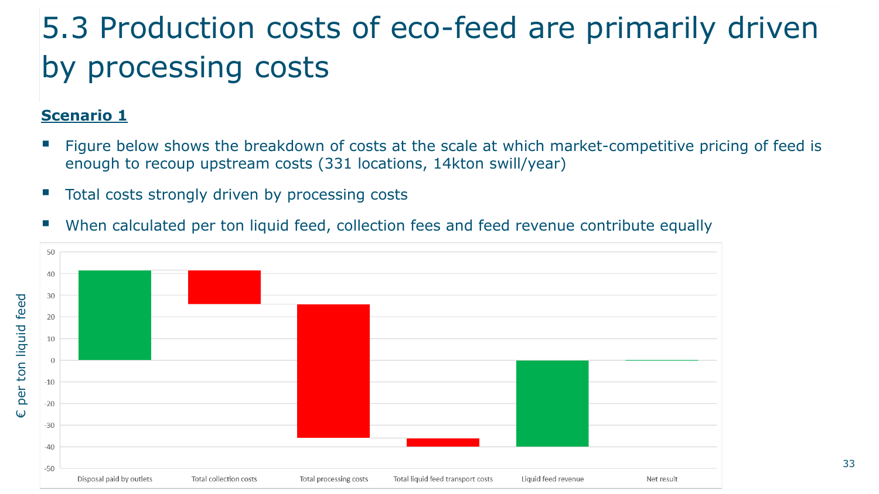# 5.3 Production costs of eco-feed are primarily driven by processing costs

**Scenario 1**

- Figure below shows the breakdown of costs at the scale at which market-competitive pricing of feed is enough to recoup upstream costs (331 locations, 14kton swill/year)
- Total costs strongly driven by processing costs
- When calculated per ton liquid feed, collection fees and feed revenue contribute equally

€ per ton liquid feed

50
40
30
20
10
0
-10
-20
-30
-40
-50

Disposal paid by outlets | Total collection costs | Total processing costs | Total liquid feed transport costs | Liquid feed revenue | Net result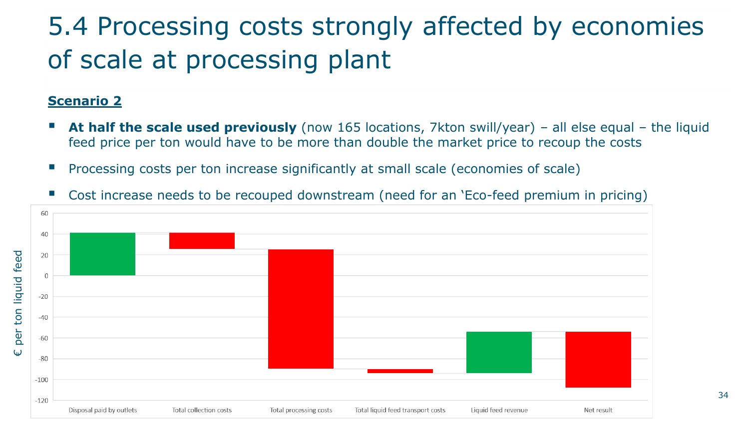# 5.4 Processing costs strongly affected by economies of scale at processing plant

**Scenario 2**

- **At half the scale used previously** (now 165 locations, 7kton swill/year) – all else equal – the liquid feed price per ton would have to be more than double the market price to recoup the costs
- Processing costs per ton increase significantly at small scale (economies of scale)
- Cost increase needs to be recouped downstream (need for an 'Eco-feed premium in pricing)

€ per ton liquid feed

60
40
20
0
-20
-40
-60
-80
-100
-120

Disposal paid by outlets | Total collection costs | Total processing costs | Total liquid feed transport costs | Liquid feed revenue | Net result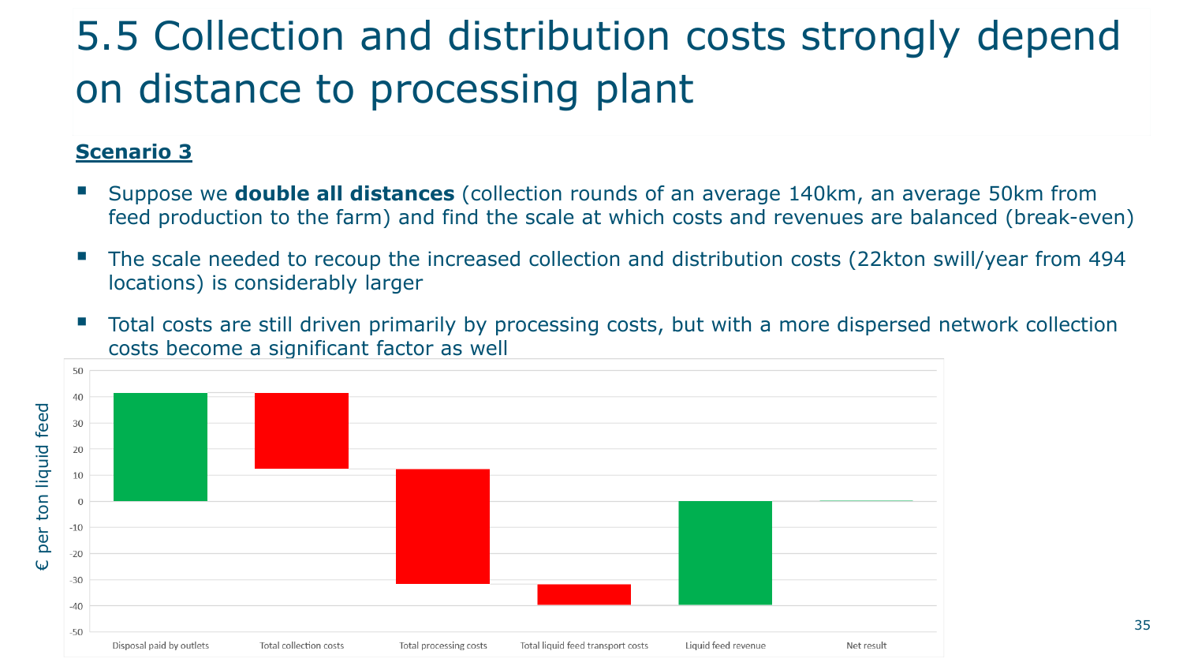# 5.5 Collection and distribution costs strongly depend on distance to processing plant

**Scenario 3**

- Suppose we **double all distances** (collection rounds of an average 140km, an average 50km from feed production to the farm) and find the scale at which costs and revenues are balanced (break-even)
- The scale needed to recoup the increased collection and distribution costs (22kton swill/year from 494 locations) is considerably larger
- Total costs are still driven primarily by processing costs, but with a more dispersed network collection costs become a significant factor as well

€ per ton liquid feed

Disposal paid by outlets | Total collection costs | Total processing costs | Total liquid feed transport costs | Liquid feed revenue | Net result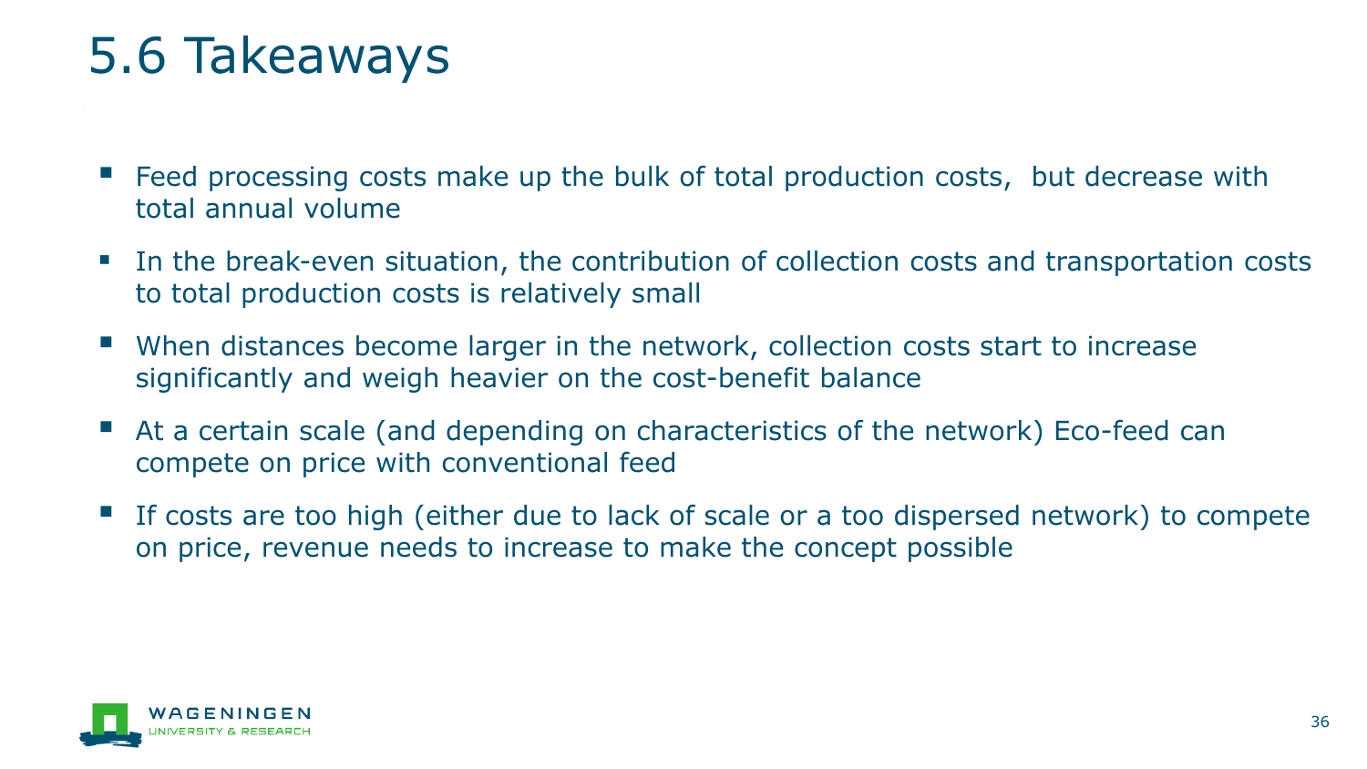# 5.6 Takeaways

- Feed processing costs make up the bulk of total production costs, but decrease with total annual volume
- In the break-even situation, the contribution of collection costs and transportation costs to total production costs is relatively small
- When distances become larger in the network, collection costs start to increase significantly and weigh heavier on the cost-benefit balance
- At a certain scale (and depending on characteristics of the network) Eco-feed can compete on price with conventional feed
- If costs are too high (either due to lack of scale or a too dispersed network) to compete on price, revenue needs to increase to make the concept possible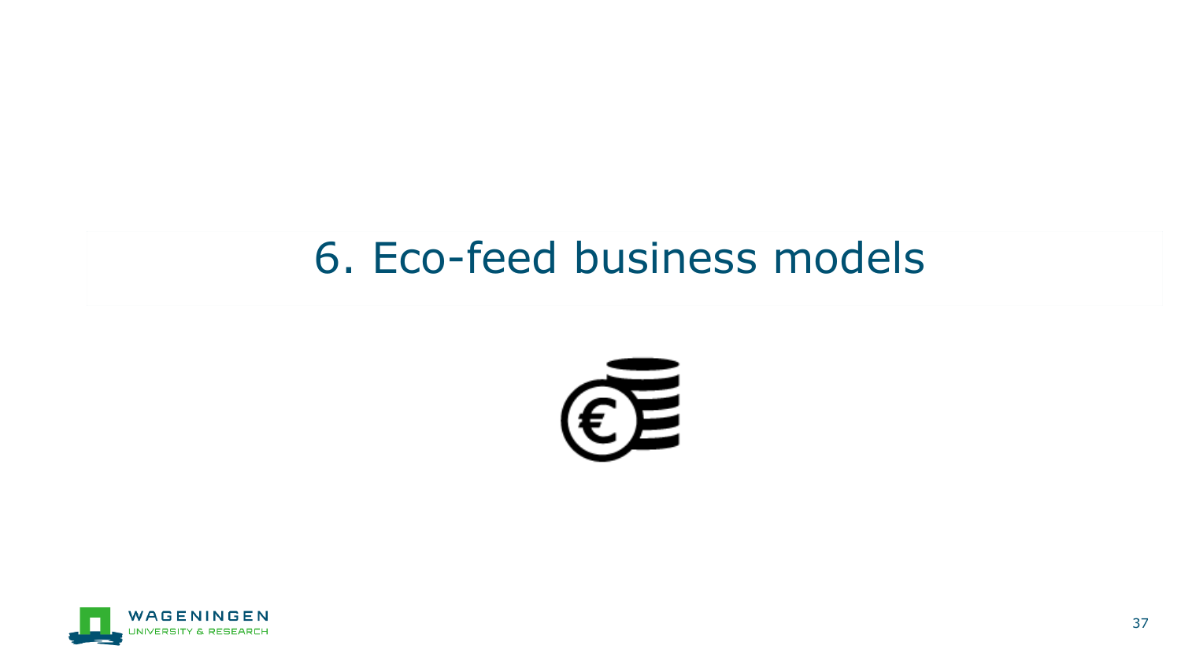# 6. Eco-feed business models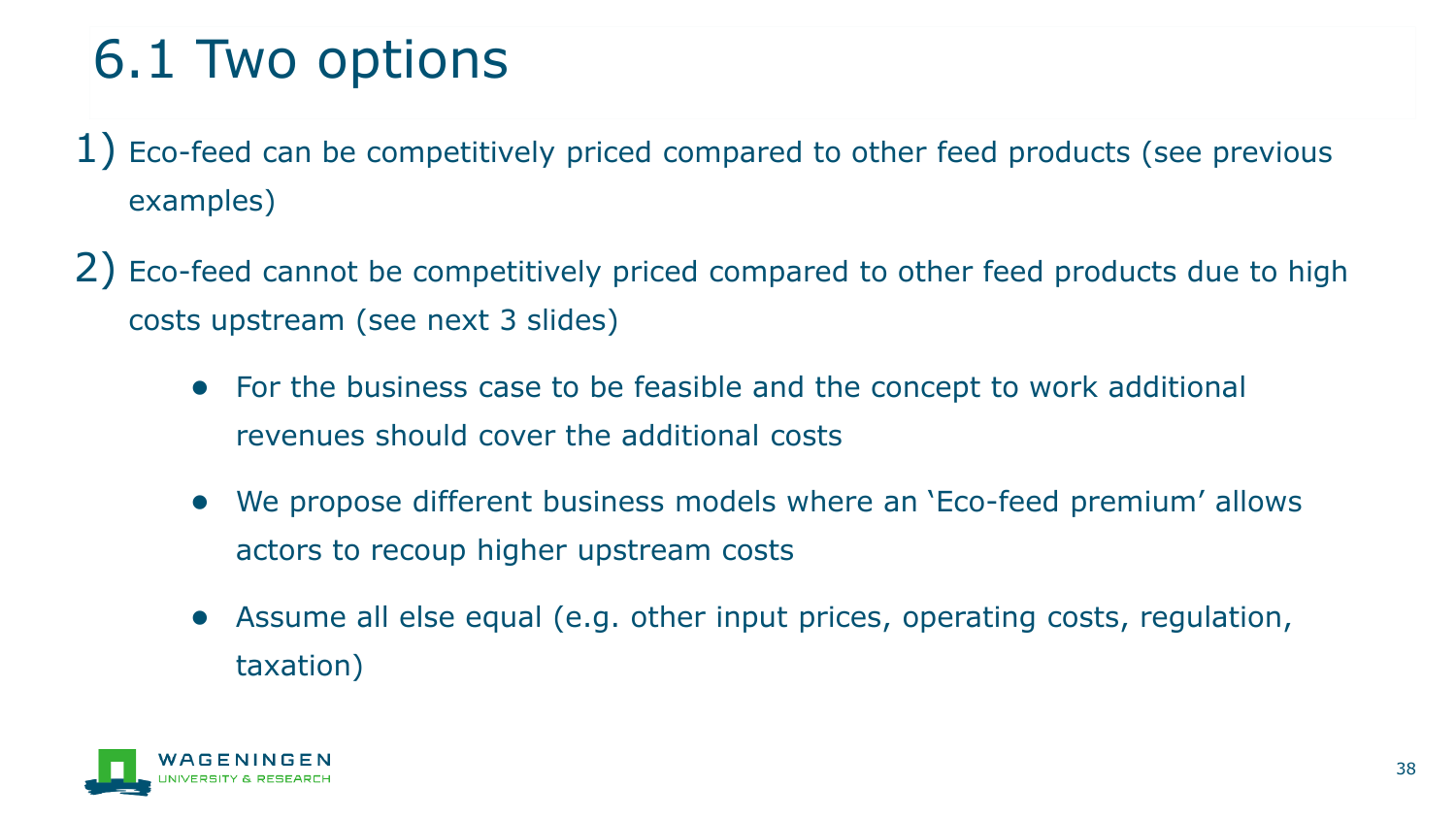# 6.1 Two options

1) Eco-feed can be competitively priced compared to other feed products (see previous examples)

2) Eco-feed cannot be competitively priced compared to other feed products due to high costs upstream (see next 3 slides)

   - For the business case to be feasible and the concept to work additional revenues should cover the additional costs
   - We propose different business models where an 'Eco-feed premium' allows actors to recoup higher upstream costs
   - Assume all else equal (e.g. other input prices, operating costs, regulation, taxation)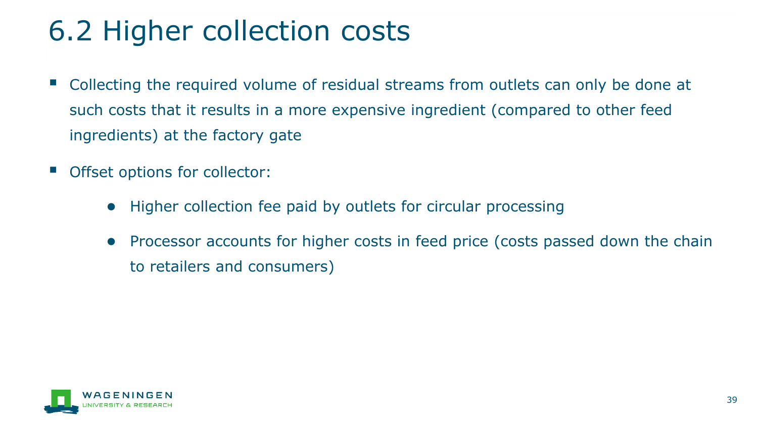# 6.2 Higher collection costs

- Collecting the required volume of residual streams from outlets can only be done at such costs that it results in a more expensive ingredient (compared to other feed ingredients) at the factory gate
- Offset options for collector:
  - Higher collection fee paid by outlets for circular processing
  - Processor accounts for higher costs in feed price (costs passed down the chain to retailers and consumers)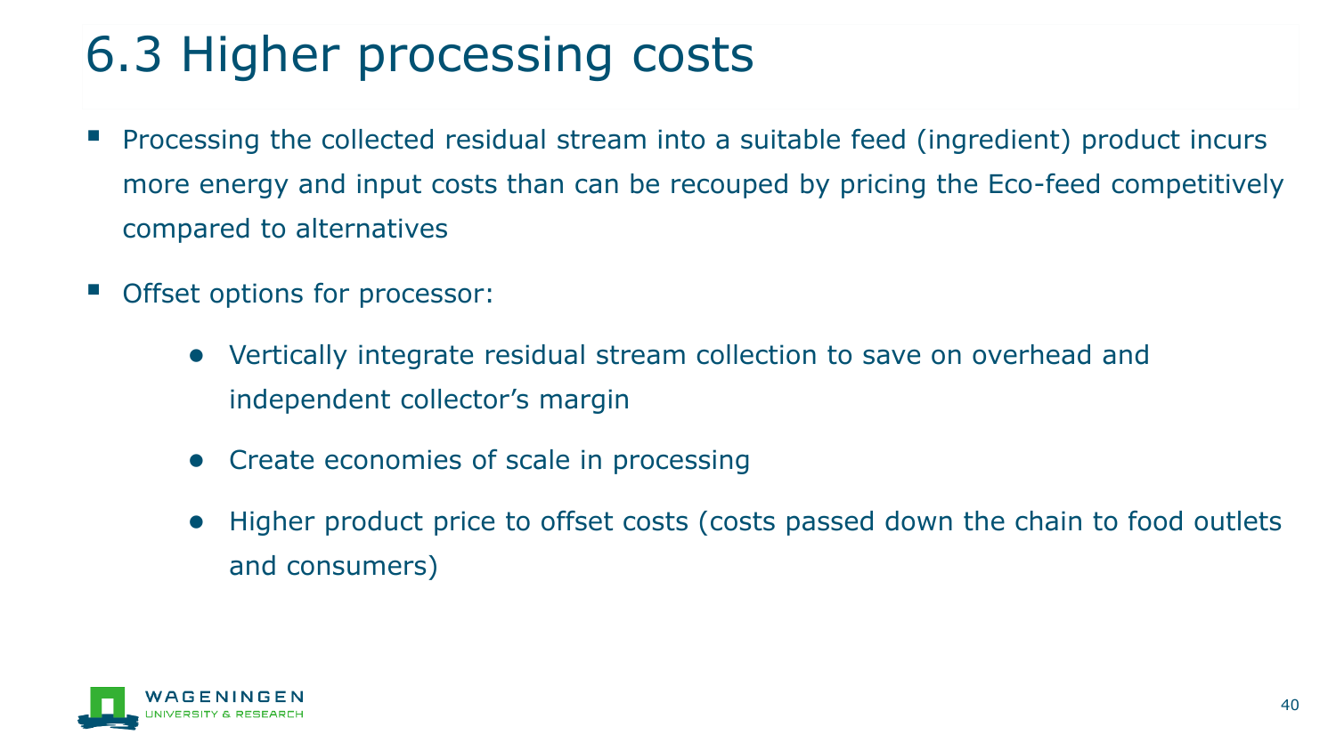# 6.3 Higher processing costs

- Processing the collected residual stream into a suitable feed (ingredient) product incurs more energy and input costs than can be recouped by pricing the Eco-feed competitively compared to alternatives
- Offset options for processor:
  - Vertically integrate residual stream collection to save on overhead and independent collector's margin
  - Create economies of scale in processing
  - Higher product price to offset costs (costs passed down the chain to food outlets and consumers)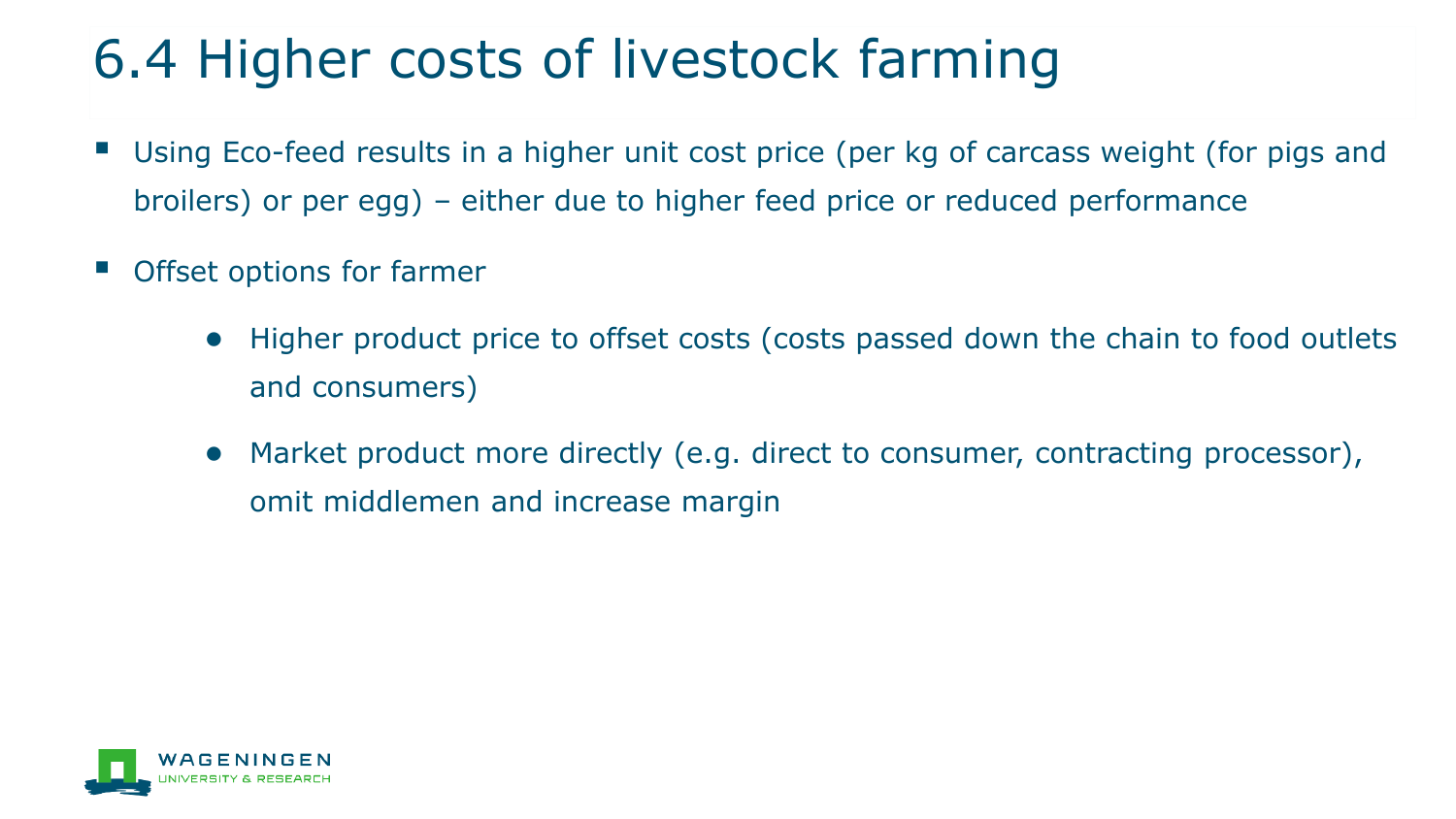# 6.4 Higher costs of livestock farming

- Using Eco-feed results in a higher unit cost price (per kg of carcass weight (for pigs and broilers) or per egg) – either due to higher feed price or reduced performance
- Offset options for farmer
  - Higher product price to offset costs (costs passed down the chain to food outlets and consumers)
  - Market product more directly (e.g. direct to consumer, contracting processor), omit middlemen and increase margin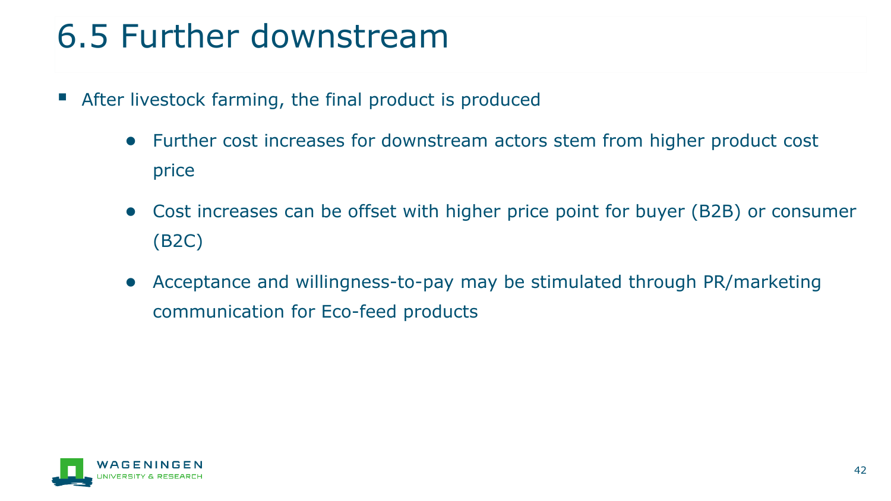# 6.5 Further downstream

- After livestock farming, the final product is produced
  - Further cost increases for downstream actors stem from higher product cost price
  - Cost increases can be offset with higher price point for buyer (B2B) or consumer (B2C)
  - Acceptance and willingness-to-pay may be stimulated through PR/marketing communication for Eco-feed products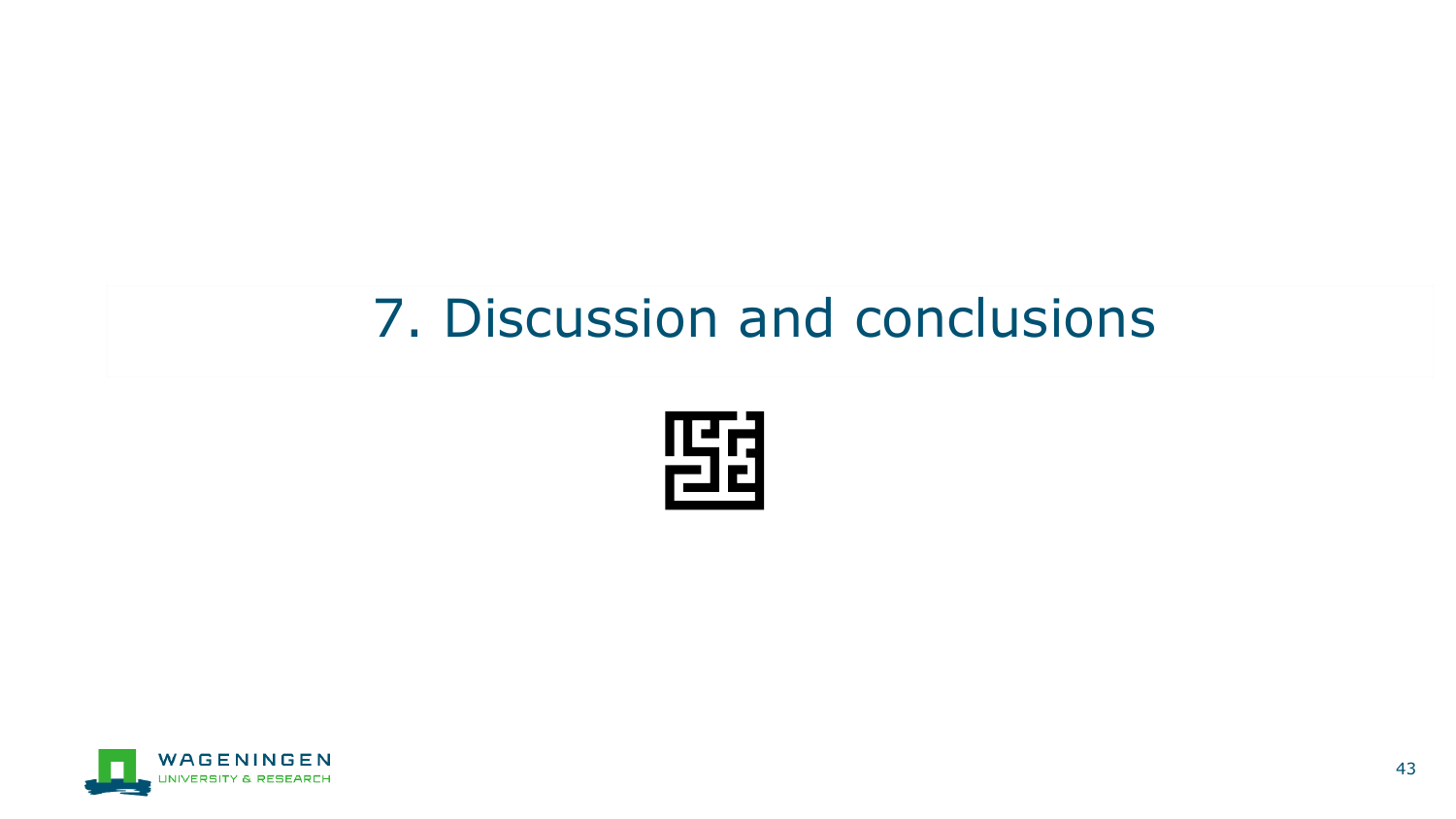# 7. Discussion and conclusions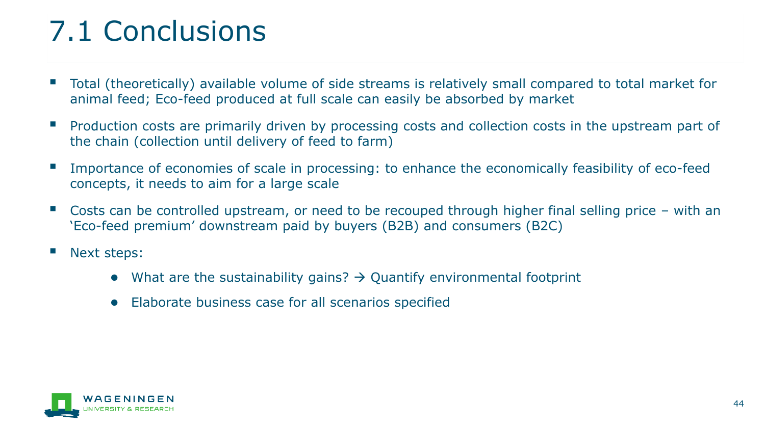# 7.1 Conclusions

- Total (theoretically) available volume of side streams is relatively small compared to total market for animal feed; Eco-feed produced at full scale can easily be absorbed by market
- Production costs are primarily driven by processing costs and collection costs in the upstream part of the chain (collection until delivery of feed to farm)
- Importance of economies of scale in processing: to enhance the economically feasibility of eco-feed concepts, it needs to aim for a large scale
- Costs can be controlled upstream, or need to be recouped through higher final selling price – with an 'Eco-feed premium' downstream paid by buyers (B2B) and consumers (B2C)
- Next steps:
  - What are the sustainability gains? → Quantify environmental footprint
  - Elaborate business case for all scenarios specified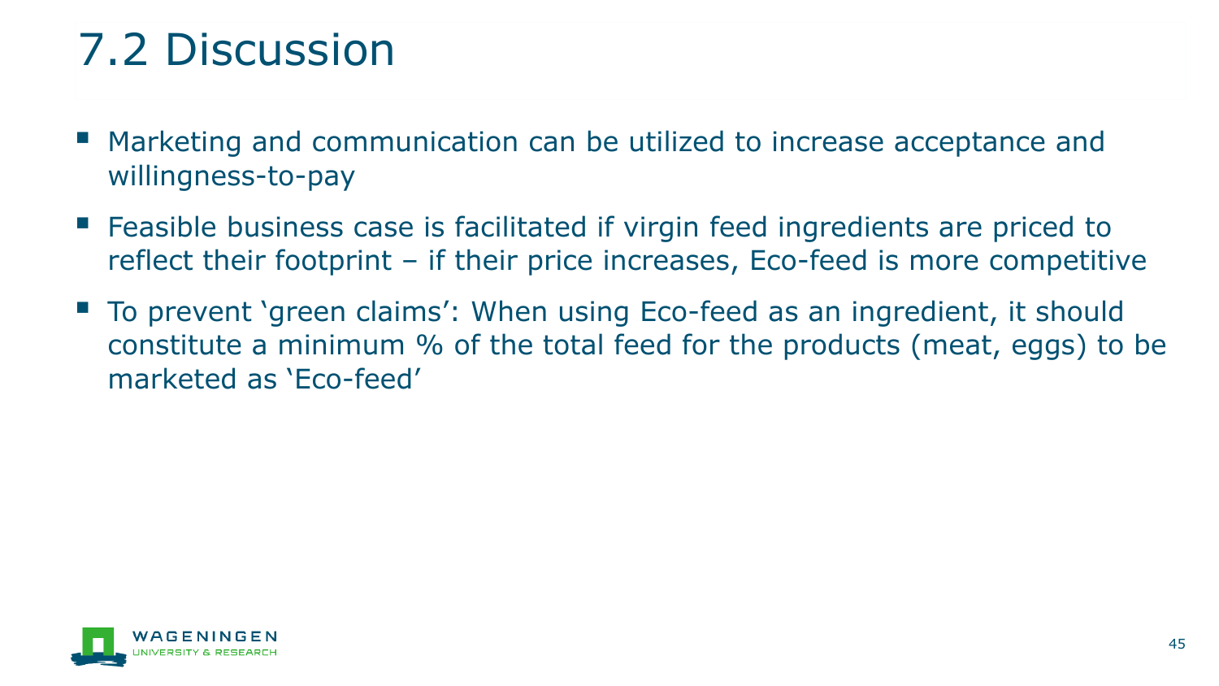# 7.2 Discussion

- Marketing and communication can be utilized to increase acceptance and willingness-to-pay
- Feasible business case is facilitated if virgin feed ingredients are priced to reflect their footprint – if their price increases, Eco-feed is more competitive
- To prevent ‘green claims’: When using Eco-feed as an ingredient, it should constitute a minimum % of the total feed for the products (meat, eggs) to be marketed as ‘Eco-feed’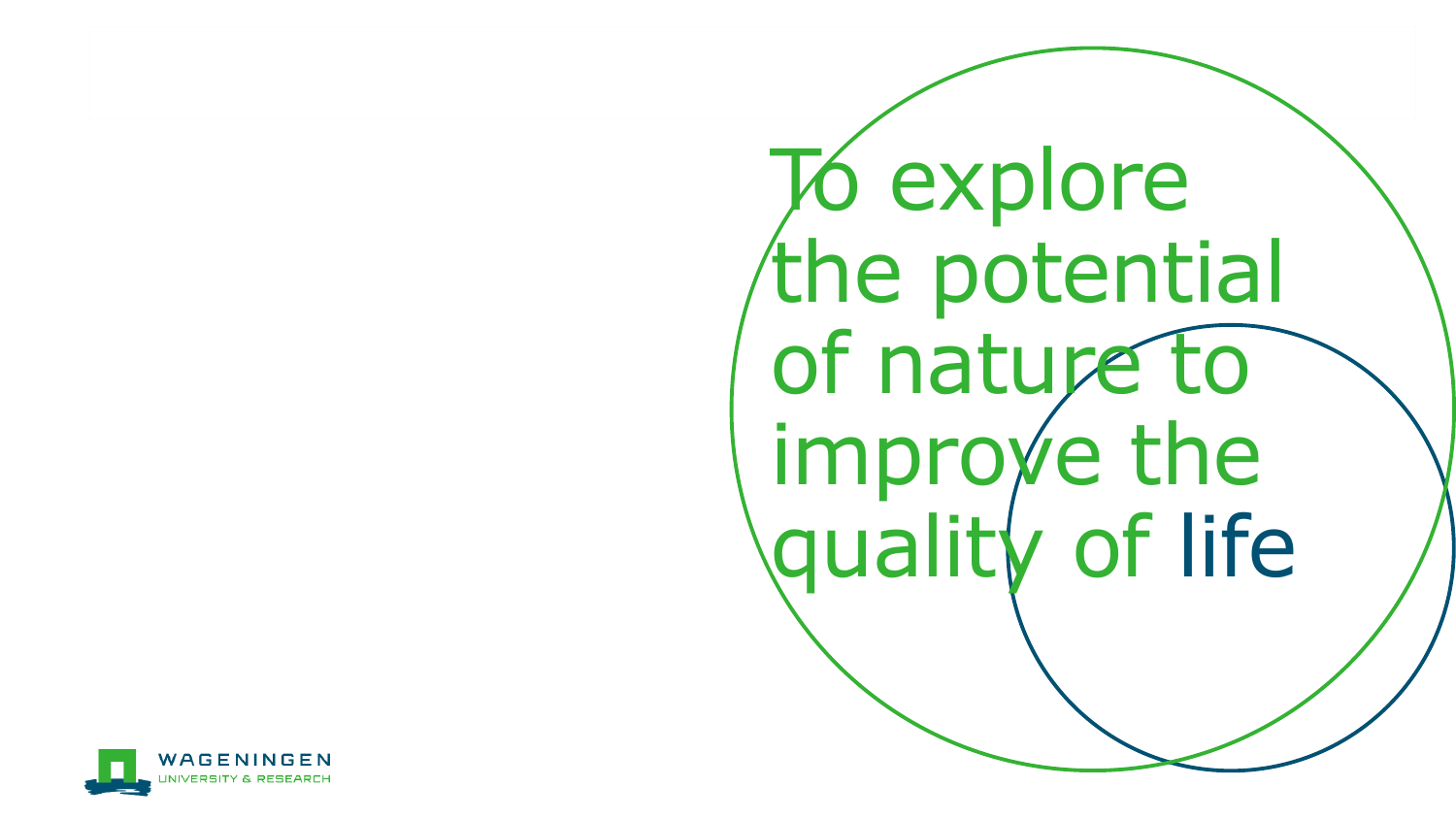To explore the potential of nature to improve the quality of life

WAGENINGEN
UNIVERSITY & RESEARCH